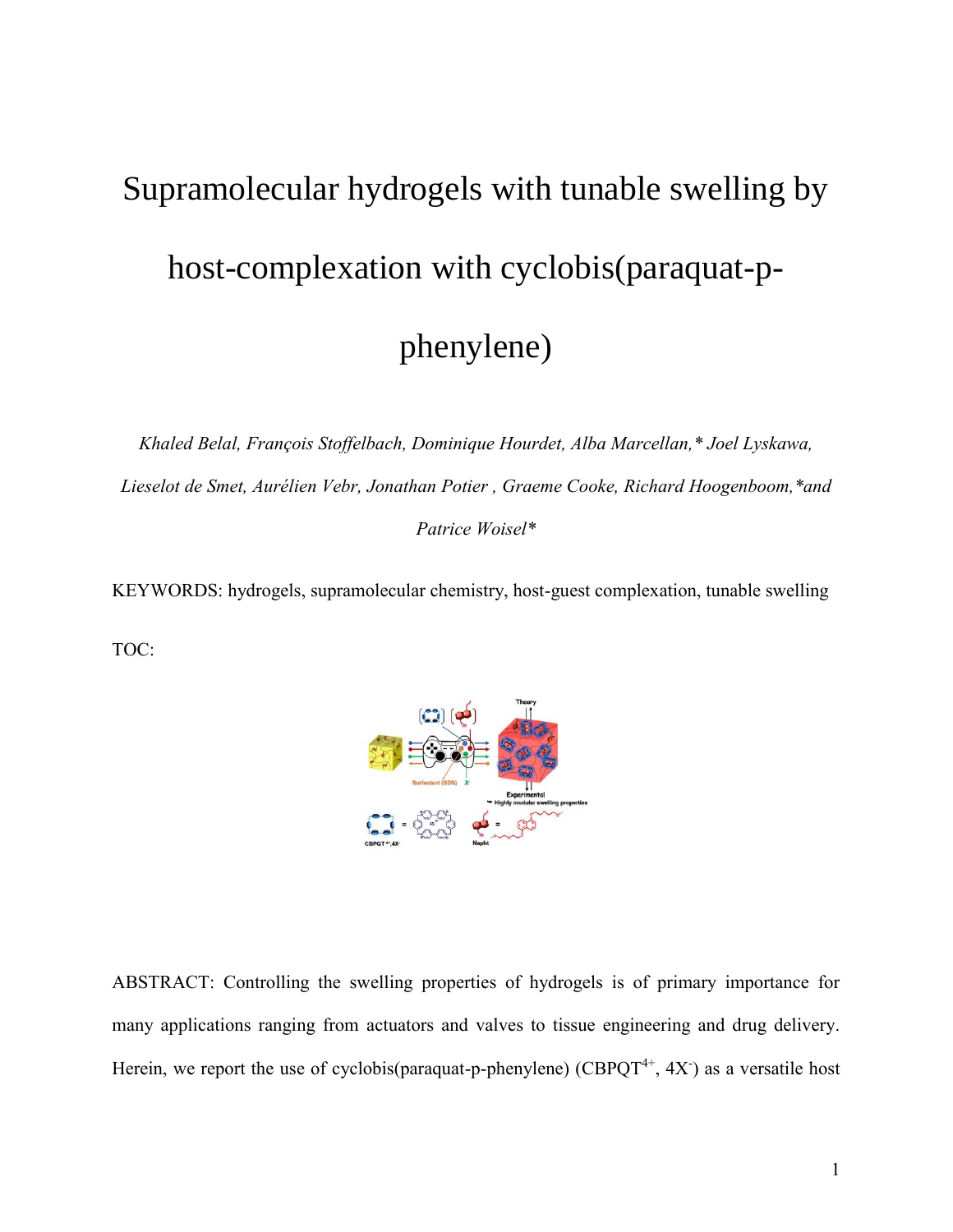# Supramolecular hydrogels with tunable swelling by host-complexation with cyclobis(paraquat-p-phenylene)

*Khaled Belal, François Stoffelbach, Dominique Hourdet, Alba Marcellan,\* Joel Lyskawa, Lieselot de Smet, Aurélien Vebr, Jonathan Potier , Graeme Cooke, Richard Hoogenboom,\*and Patrice Woisel\**

KEYWORDS: hydrogels, supramolecular chemistry, host-guest complexation, tunable swelling

TOC:

ABSTRACT: Controlling the swelling properties of hydrogels is of primary importance for many applications ranging from actuators and valves to tissue engineering and drug delivery. Herein, we report the use of cyclobis(paraquat-p-phenylene) ($CBPQT^{4+}$, $4X^{-}$) as a versatile host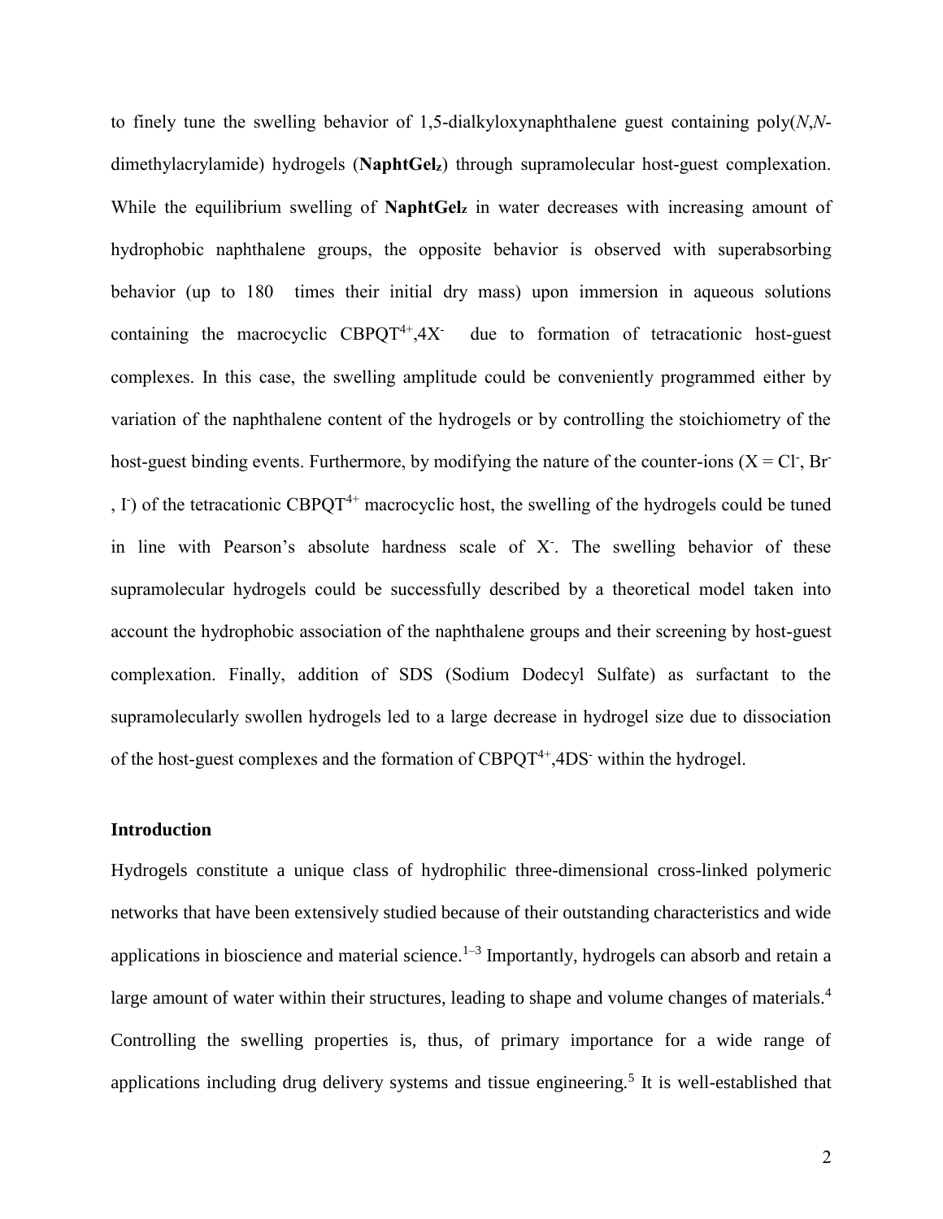to finely tune the swelling behavior of 1,5-dialkyloxynaphthalene guest containing poly(*N*,*N*-dimethylacrylamide) hydrogels (**NaphtGel$_z$**) through supramolecular host-guest complexation. While the equilibrium swelling of **NaphtGel$_z$** in water decreases with increasing amount of hydrophobic naphthalene groups, the opposite behavior is observed with superabsorbing behavior (up to 180 times their initial dry mass) upon immersion in aqueous solutions containing the macrocyclic $CBPQT^{4+}$,$4X^-$ due to formation of tetracationic host-guest complexes. In this case, the swelling amplitude could be conveniently programmed either by variation of the naphthalene content of the hydrogels or by controlling the stoichiometry of the host-guest binding events. Furthermore, by modifying the nature of the counter-ions ($X = Cl^-$, $Br^-$, $I^-$) of the tetracationic $CBPQT^{4+}$ macrocyclic host, the swelling of the hydrogels could be tuned in line with Pearson's absolute hardness scale of $X^-$. The swelling behavior of these supramolecular hydrogels could be successfully described by a theoretical model taken into account the hydrophobic association of the naphthalene groups and their screening by host-guest complexation. Finally, addition of SDS (Sodium Dodecyl Sulfate) as surfactant to the supramolecularly swollen hydrogels led to a large decrease in hydrogel size due to dissociation of the host-guest complexes and the formation of $CBPQT^{4+}$,$4DS^-$ within the hydrogel.

## Introduction

Hydrogels constitute a unique class of hydrophilic three-dimensional cross-linked polymeric networks that have been extensively studied because of their outstanding characteristics and wide applications in bioscience and material science.[1–3] Importantly, hydrogels can absorb and retain a large amount of water within their structures, leading to shape and volume changes of materials.[4] Controlling the swelling properties is, thus, of primary importance for a wide range of applications including drug delivery systems and tissue engineering.[5] It is well-established that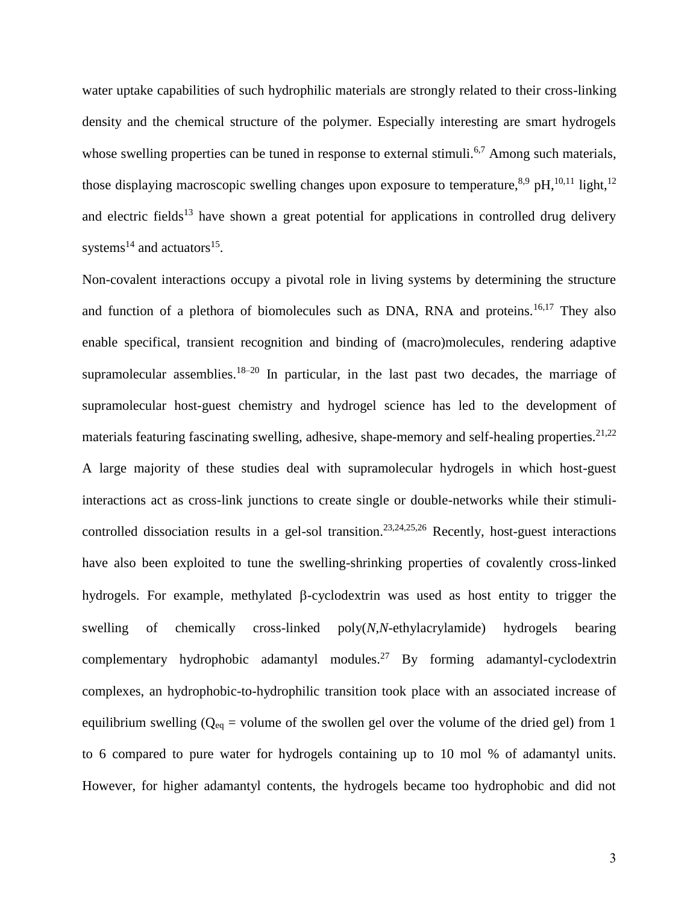water uptake capabilities of such hydrophilic materials are strongly related to their cross-linking density and the chemical structure of the polymer. Especially interesting are smart hydrogels whose swelling properties can be tuned in response to external stimuli.[6,7] Among such materials, those displaying macroscopic swelling changes upon exposure to temperature,[8,9] pH,[10,11] light,[12] and electric fields[13] have shown a great potential for applications in controlled drug delivery systems[14] and actuators[15].

Non-covalent interactions occupy a pivotal role in living systems by determining the structure and function of a plethora of biomolecules such as DNA, RNA and proteins.[16,17] They also enable specifical, transient recognition and binding of (macro)molecules, rendering adaptive supramolecular assemblies.[18–20] In particular, in the last past two decades, the marriage of supramolecular host-guest chemistry and hydrogel science has led to the development of materials featuring fascinating swelling, adhesive, shape-memory and self-healing properties.[21,22] A large majority of these studies deal with supramolecular hydrogels in which host-guest interactions act as cross-link junctions to create single or double-networks while their stimuli-controlled dissociation results in a gel-sol transition.[23,24,25,26] Recently, host-guest interactions have also been exploited to tune the swelling-shrinking properties of covalently cross-linked hydrogels. For example, methylated β-cyclodextrin was used as host entity to trigger the swelling of chemically cross-linked poly(*N*,*N*-ethylacrylamide) hydrogels bearing complementary hydrophobic adamantyl modules.[27] By forming adamantyl-cyclodextrin complexes, an hydrophobic-to-hydrophilic transition took place with an associated increase of equilibrium swelling ($Q_{eq}$ = volume of the swollen gel over the volume of the dried gel) from 1 to 6 compared to pure water for hydrogels containing up to 10 mol % of adamantyl units. However, for higher adamantyl contents, the hydrogels became too hydrophobic and did not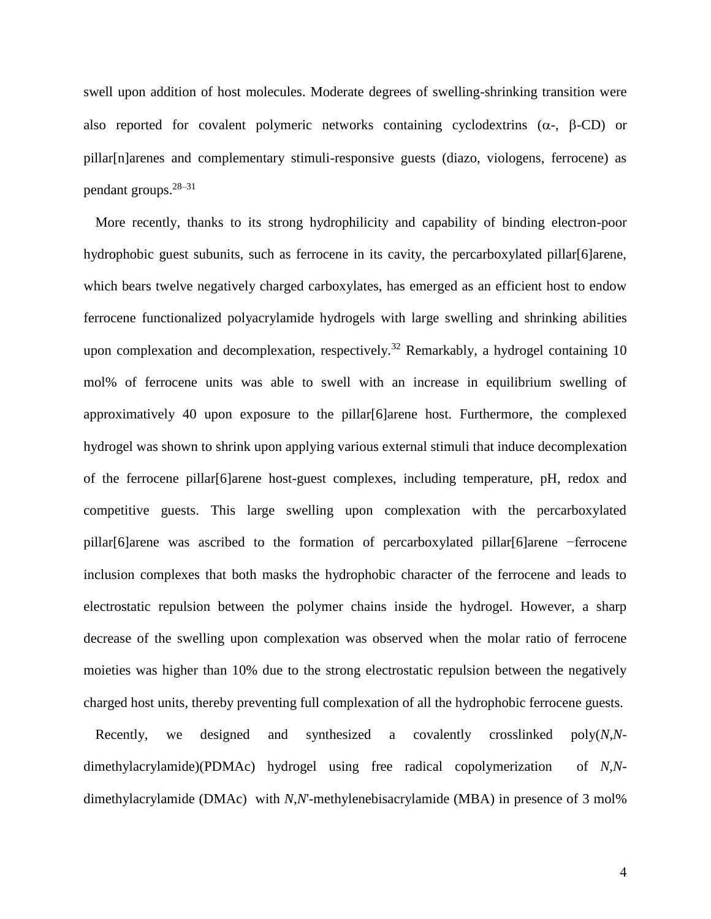swell upon addition of host molecules. Moderate degrees of swelling-shrinking transition were also reported for covalent polymeric networks containing cyclodextrins (α-, β-CD) or pillar[n]arenes and complementary stimuli-responsive guests (diazo, viologens, ferrocene) as pendant groups.[28–31]

More recently, thanks to its strong hydrophilicity and capability of binding electron-poor hydrophobic guest subunits, such as ferrocene in its cavity, the percarboxylated pillar[6]arene, which bears twelve negatively charged carboxylates, has emerged as an efficient host to endow ferrocene functionalized polyacrylamide hydrogels with large swelling and shrinking abilities upon complexation and decomplexation, respectively.[32] Remarkably, a hydrogel containing 10 mol% of ferrocene units was able to swell with an increase in equilibrium swelling of approximatively 40 upon exposure to the pillar[6]arene host. Furthermore, the complexed hydrogel was shown to shrink upon applying various external stimuli that induce decomplexation of the ferrocene pillar[6]arene host-guest complexes, including temperature, pH, redox and competitive guests. This large swelling upon complexation with the percarboxylated pillar[6]arene was ascribed to the formation of percarboxylated pillar[6]arene −ferrocene inclusion complexes that both masks the hydrophobic character of the ferrocene and leads to electrostatic repulsion between the polymer chains inside the hydrogel. However, a sharp decrease of the swelling upon complexation was observed when the molar ratio of ferrocene moieties was higher than 10% due to the strong electrostatic repulsion between the negatively charged host units, thereby preventing full complexation of all the hydrophobic ferrocene guests.

Recently, we designed and synthesized a covalently crosslinked poly(*N*,*N*-dimethylacrylamide)(PDMAc) hydrogel using free radical copolymerization of *N*,*N*-dimethylacrylamide (DMAc) with *N*,*N*'-methylenebisacrylamide (MBA) in presence of 3 mol%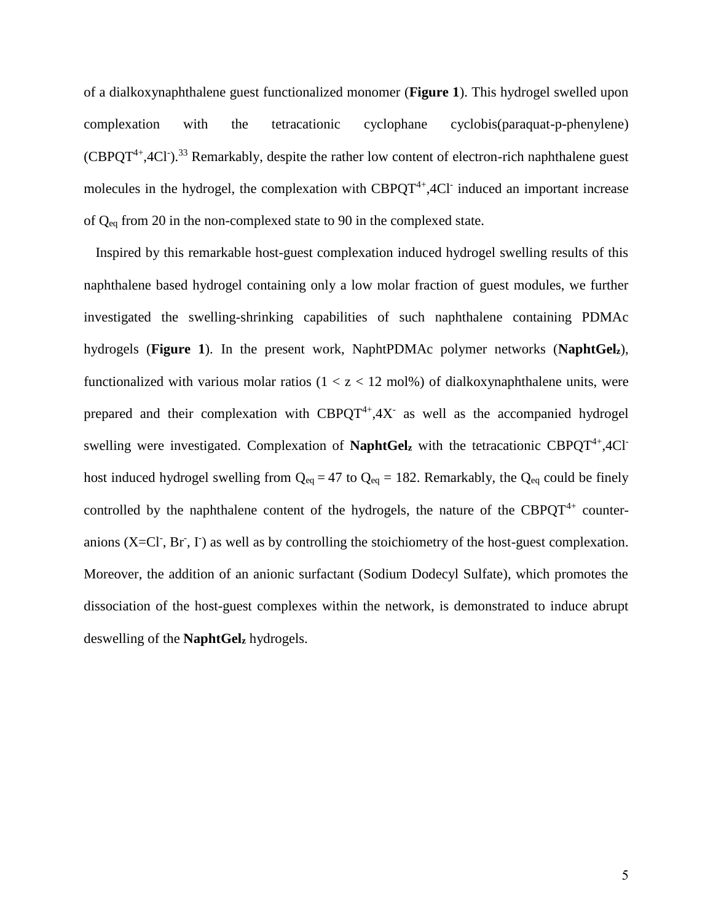of a dialkoxynaphthalene guest functionalized monomer (**Figure 1**). This hydrogel swelled upon complexation with the tetracationic cyclophane cyclobis(paraquat-p-phenylene) ($CBPQT^{4+}$,$4Cl^{-}$).[33] Remarkably, despite the rather low content of electron-rich naphthalene guest molecules in the hydrogel, the complexation with $CBPQT^{4+}$,$4Cl^{-}$ induced an important increase of $Q_{eq}$ from 20 in the non-complexed state to 90 in the complexed state.

Inspired by this remarkable host-guest complexation induced hydrogel swelling results of this naphthalene based hydrogel containing only a low molar fraction of guest modules, we further investigated the swelling-shrinking capabilities of such naphthalene containing PDMAc hydrogels (**Figure 1**). In the present work, NaphtPDMAc polymer networks (**NaphtGel$_z$**), functionalized with various molar ratios ($1 < z < 12$ mol%) of dialkoxynaphthalene units, were prepared and their complexation with $CBPQT^{4+}$,$4X^{-}$ as well as the accompanied hydrogel swelling were investigated. Complexation of **NaphtGel$_z$** with the tetracationic $CBPQT^{4+}$,$4Cl^{-}$ host induced hydrogel swelling from $Q_{eq} = 47$ to $Q_{eq} = 182$. Remarkably, the $Q_{eq}$ could be finely controlled by the naphthalene content of the hydrogels, the nature of the $CBPQT^{4+}$ counter-anions ($X=Cl^{-}$, $Br^{-}$, $I^{-}$) as well as by controlling the stoichiometry of the host-guest complexation. Moreover, the addition of an anionic surfactant (Sodium Dodecyl Sulfate), which promotes the dissociation of the host-guest complexes within the network, is demonstrated to induce abrupt deswelling of the **NaphtGel$_z$** hydrogels.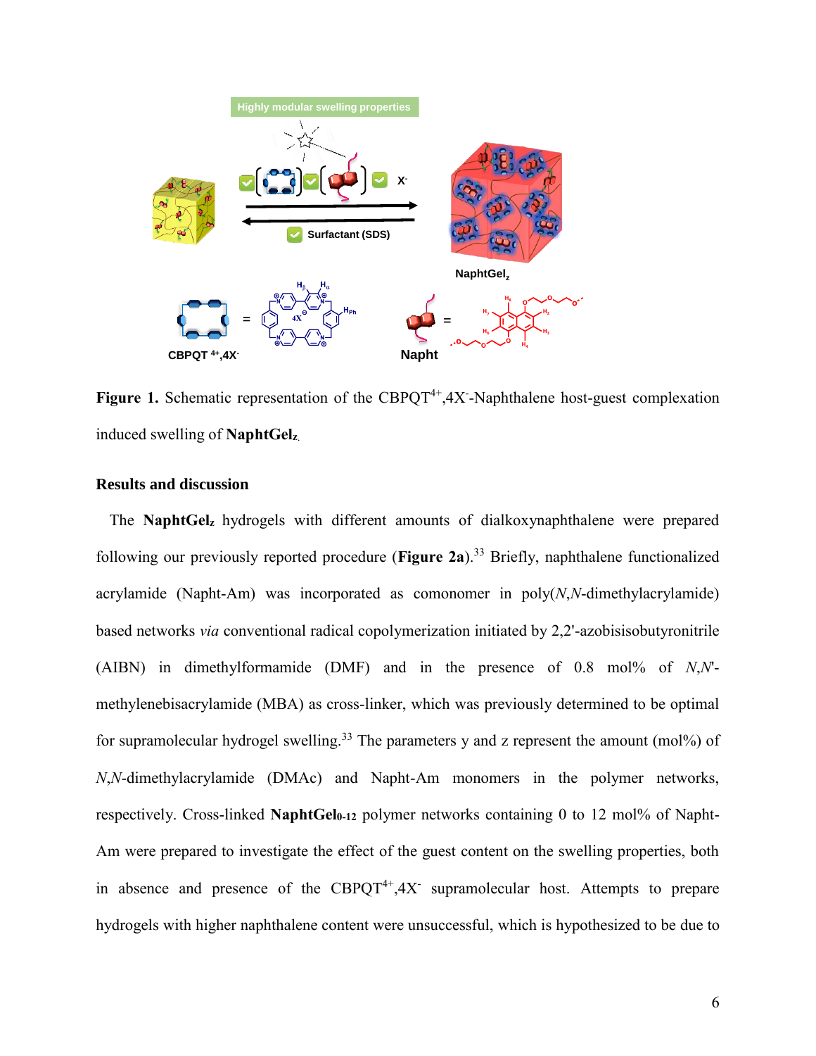**Figure 1.** Schematic representation of the $CBPQT^{4+},4X^{-}$-Naphthalene host-guest complexation induced swelling of **NaphtGel$_z$**.

## Results and discussion

The **NaphtGel$_z$** hydrogels with different amounts of dialkoxynaphthalene were prepared following our previously reported procedure (**Figure 2a**).[33] Briefly, naphthalene functionalized acrylamide (Napht-Am) was incorporated as comonomer in poly(*N*,*N*-dimethylacrylamide) based networks *via* conventional radical copolymerization initiated by 2,2'-azobisisobutyronitrile (AIBN) in dimethylformamide (DMF) and in the presence of 0.8 mol% of *N*,*N*'-methylenebisacrylamide (MBA) as cross-linker, which was previously determined to be optimal for supramolecular hydrogel swelling.[33] The parameters y and z represent the amount (mol%) of *N*,*N*-dimethylacrylamide (DMAc) and Napht-Am monomers in the polymer networks, respectively. Cross-linked **NaphtGel$_{0\text{-}12}$** polymer networks containing 0 to 12 mol% of Napht-Am were prepared to investigate the effect of the guest content on the swelling properties, both in absence and presence of the $CBPQT^{4+},4X^{-}$ supramolecular host. Attempts to prepare hydrogels with higher naphthalene content were unsuccessful, which is hypothesized to be due to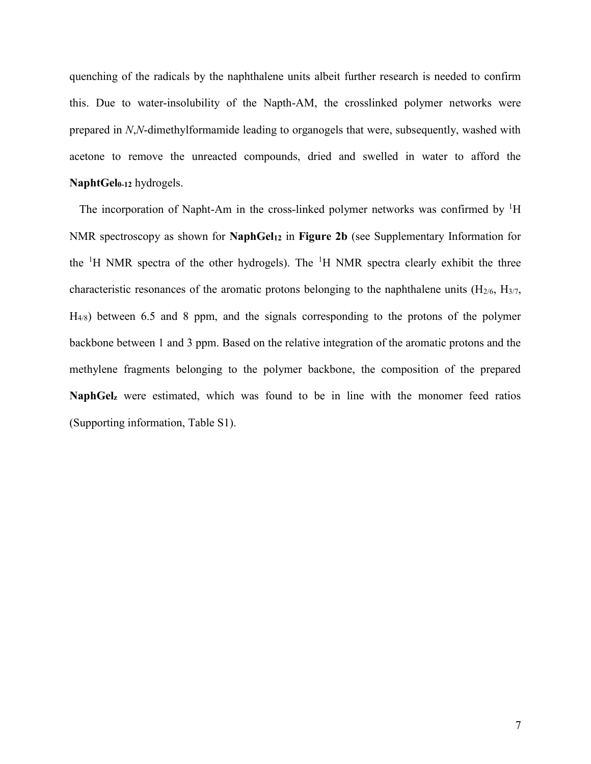quenching of the radicals by the naphthalene units albeit further research is needed to confirm this. Due to water-insolubility of the Napth-AM, the crosslinked polymer networks were prepared in *N*,*N*-dimethylformamide leading to organogels that were, subsequently, washed with acetone to remove the unreacted compounds, dried and swelled in water to afford the **NaphtGel$_{0\text{-}12}$** hydrogels.

The incorporation of Napht-Am in the cross-linked polymer networks was confirmed by $^1$H NMR spectroscopy as shown for **NaphGel$_{12}$** in **Figure 2b** (see Supplementary Information for the $^1$H NMR spectra of the other hydrogels). The $^1$H NMR spectra clearly exhibit the three characteristic resonances of the aromatic protons belonging to the naphthalene units ($H_{2/6}$, $H_{3/7}$, $H_{4/8}$) between 6.5 and 8 ppm, and the signals corresponding to the protons of the polymer backbone between 1 and 3 ppm. Based on the relative integration of the aromatic protons and the methylene fragments belonging to the polymer backbone, the composition of the prepared **NaphGel$_z$** were estimated, which was found to be in line with the monomer feed ratios (Supporting information, Table S1).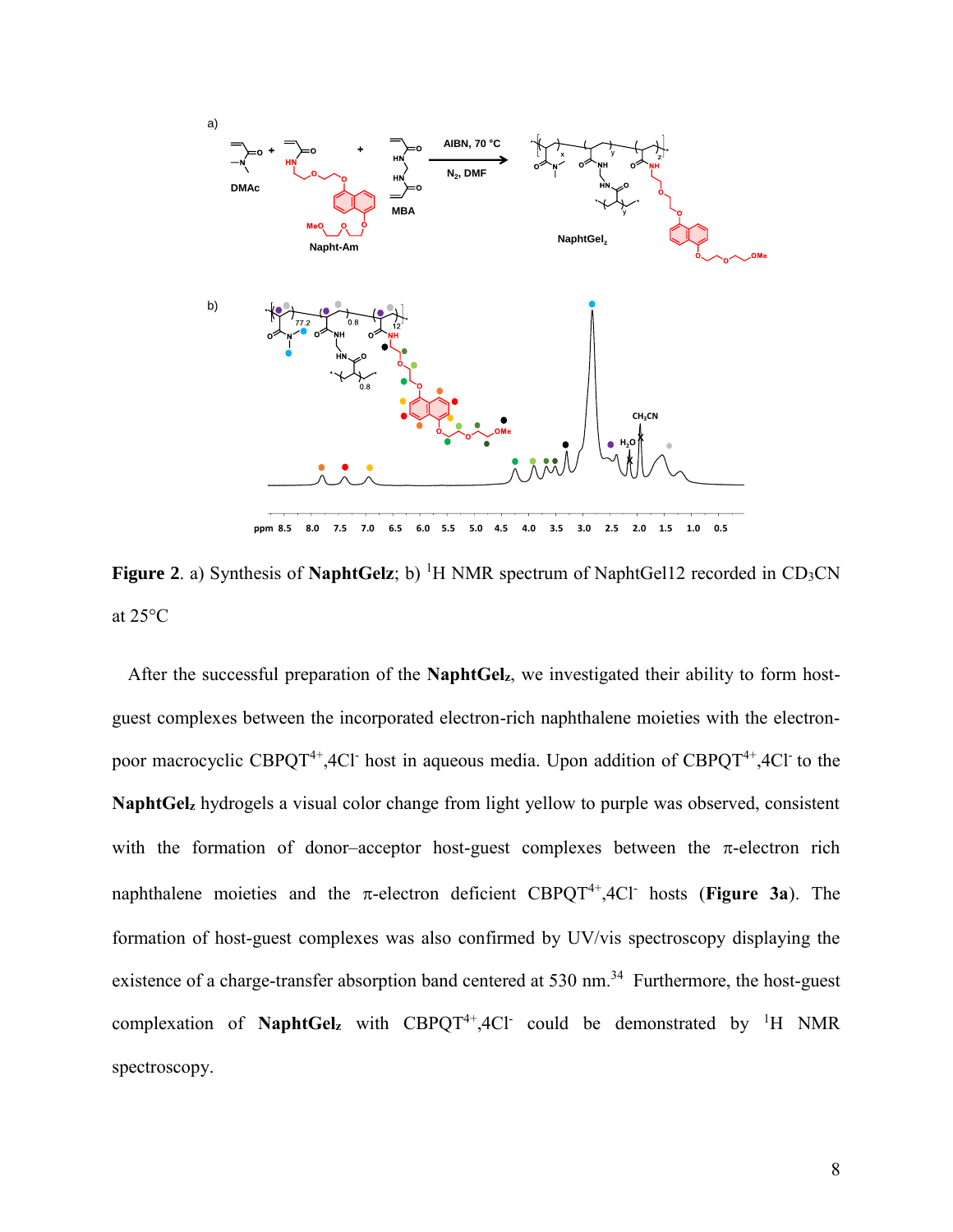**Figure 2**. a) Synthesis of **NaphtGelz**; b) $^1$H NMR spectrum of NaphtGel12 recorded in $CD_3CN$ at 25°C

After the successful preparation of the **NaphtGel$_z$**, we investigated their ability to form host-guest complexes between the incorporated electron-rich naphthalene moieties with the electron-poor macrocyclic $CBPQT^{4+},4Cl^-$ host in aqueous media. Upon addition of $CBPQT^{4+},4Cl^-$ to the **NaphtGel$_z$** hydrogels a visual color change from light yellow to purple was observed, consistent with the formation of donor–acceptor host-guest complexes between the π-electron rich naphthalene moieties and the π-electron deficient $CBPQT^{4+},4Cl^-$ hosts (**Figure 3a**). The formation of host-guest complexes was also confirmed by UV/vis spectroscopy displaying the existence of a charge-transfer absorption band centered at 530 nm.[34] Furthermore, the host-guest complexation of **NaphtGel$_z$** with $CBPQT^{4+},4Cl^-$ could be demonstrated by $^1$H NMR spectroscopy.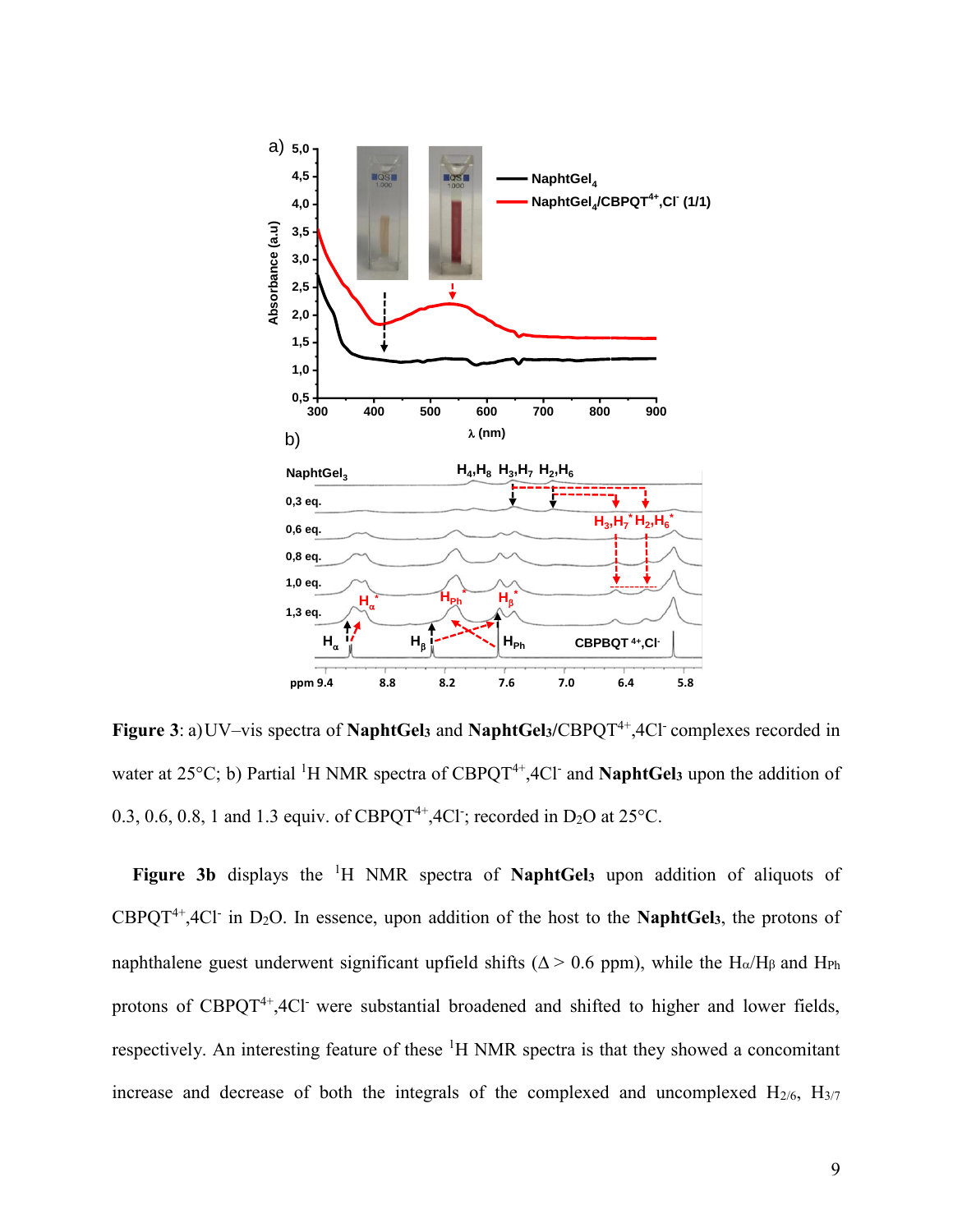**Figure 3**: a) UV–vis spectra of **NaphtGel₃** and **NaphtGel₃**/CBPQT$^{4+}$,4Cl$^{-}$ complexes recorded in water at 25°C; b) Partial $^{1}$H NMR spectra of CBPQT$^{4+}$,4Cl$^{-}$ and **NaphtGel₃** upon the addition of 0.3, 0.6, 0.8, 1 and 1.3 equiv. of CBPQT$^{4+}$,4Cl$^{-}$; recorded in $D_2O$ at 25°C.

**Figure 3b** displays the $^{1}$H NMR spectra of **NaphtGel₃** upon addition of aliquots of CBPQT$^{4+}$,4Cl$^{-}$ in $D_2O$. In essence, upon addition of the host to the **NaphtGel₃**, the protons of naphthalene guest underwent significant upfield shifts ($\Delta > 0.6$ ppm), while the $H_\alpha$/$H_\beta$ and $H_{Ph}$ protons of CBPQT$^{4+}$,4Cl$^{-}$ were substantial broadened and shifted to higher and lower fields, respectively. An interesting feature of these $^{1}$H NMR spectra is that they showed a concomitant increase and decrease of both the integrals of the complexed and uncomplexed $H_{2/6}$, $H_{3/7}$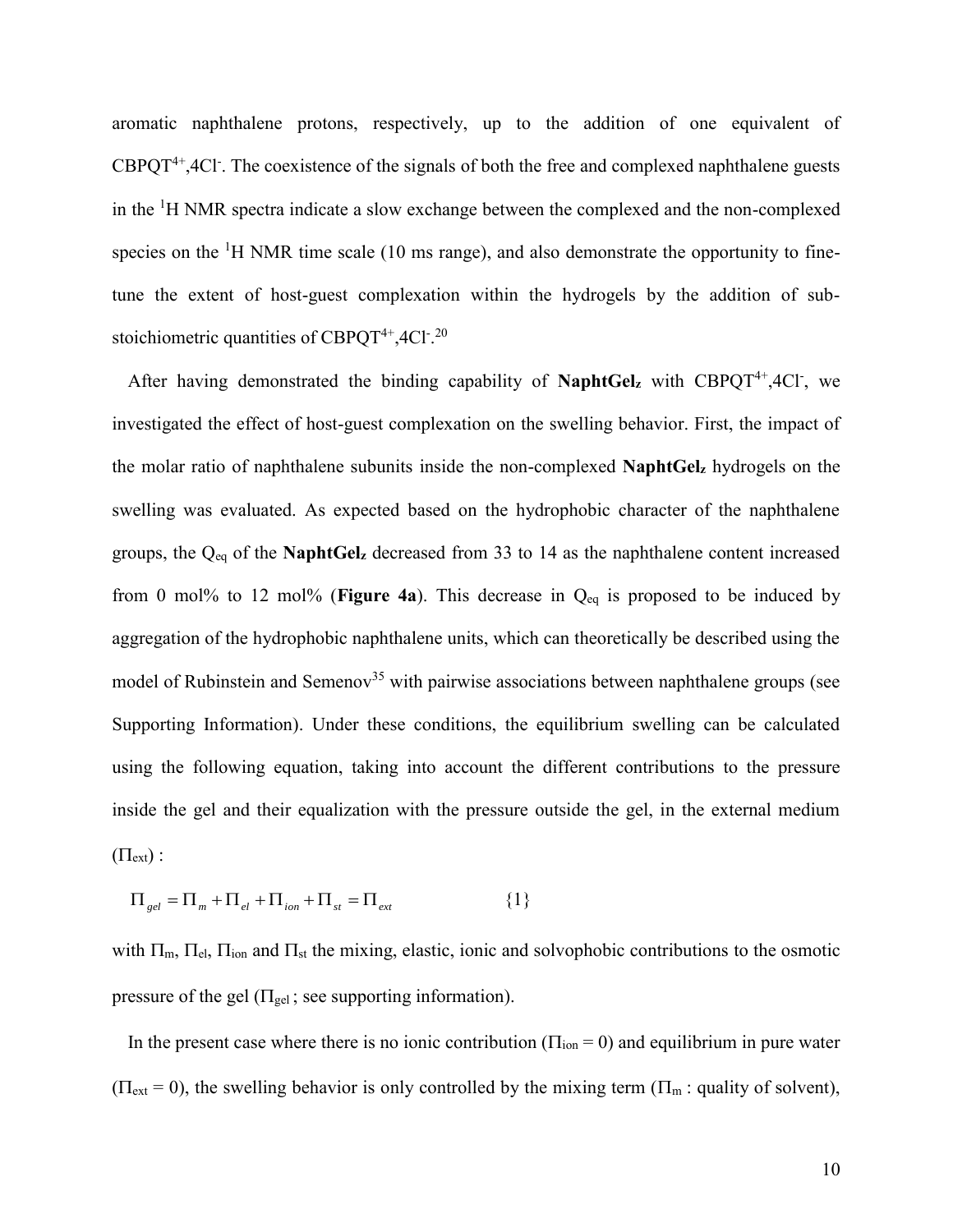aromatic naphthalene protons, respectively, up to the addition of one equivalent of $CBPQT^{4+}$,$4Cl^{-}$. The coexistence of the signals of both the free and complexed naphthalene guests in the $^{1}$H NMR spectra indicate a slow exchange between the complexed and the non-complexed species on the $^{1}$H NMR time scale (10 ms range), and also demonstrate the opportunity to fine-tune the extent of host-guest complexation within the hydrogels by the addition of sub-stoichiometric quantities of $CBPQT^{4+}$,$4Cl^{-}$.[20]

After having demonstrated the binding capability of **NaphtGel$_z$** with $CBPQT^{4+}$,$4Cl^{-}$, we investigated the effect of host-guest complexation on the swelling behavior. First, the impact of the molar ratio of naphthalene subunits inside the non-complexed **NaphtGel$_z$** hydrogels on the swelling was evaluated. As expected based on the hydrophobic character of the naphthalene groups, the $Q_{eq}$ of the **NaphtGel$_z$** decreased from 33 to 14 as the naphthalene content increased from 0 mol% to 12 mol% (**Figure 4a**). This decrease in $Q_{eq}$ is proposed to be induced by aggregation of the hydrophobic naphthalene units, which can theoretically be described using the model of Rubinstein and Semenov[35] with pairwise associations between naphthalene groups (see Supporting Information). Under these conditions, the equilibrium swelling can be calculated using the following equation, taking into account the different contributions to the pressure inside the gel and their equalization with the pressure outside the gel, in the external medium ($\Pi_{ext}$) :

$$\Pi_{gel} = \Pi_{m} + \Pi_{el} + \Pi_{ion} + \Pi_{st} = \Pi_{ext} \qquad \{1\}$$

with $\Pi_{m}$, $\Pi_{el}$, $\Pi_{ion}$ and $\Pi_{st}$ the mixing, elastic, ionic and solvophobic contributions to the osmotic pressure of the gel ($\Pi_{gel}$ ; see supporting information).

In the present case where there is no ionic contribution ($\Pi_{ion} = 0$) and equilibrium in pure water ($\Pi_{ext} = 0$), the swelling behavior is only controlled by the mixing term ($\Pi_{m}$ : quality of solvent),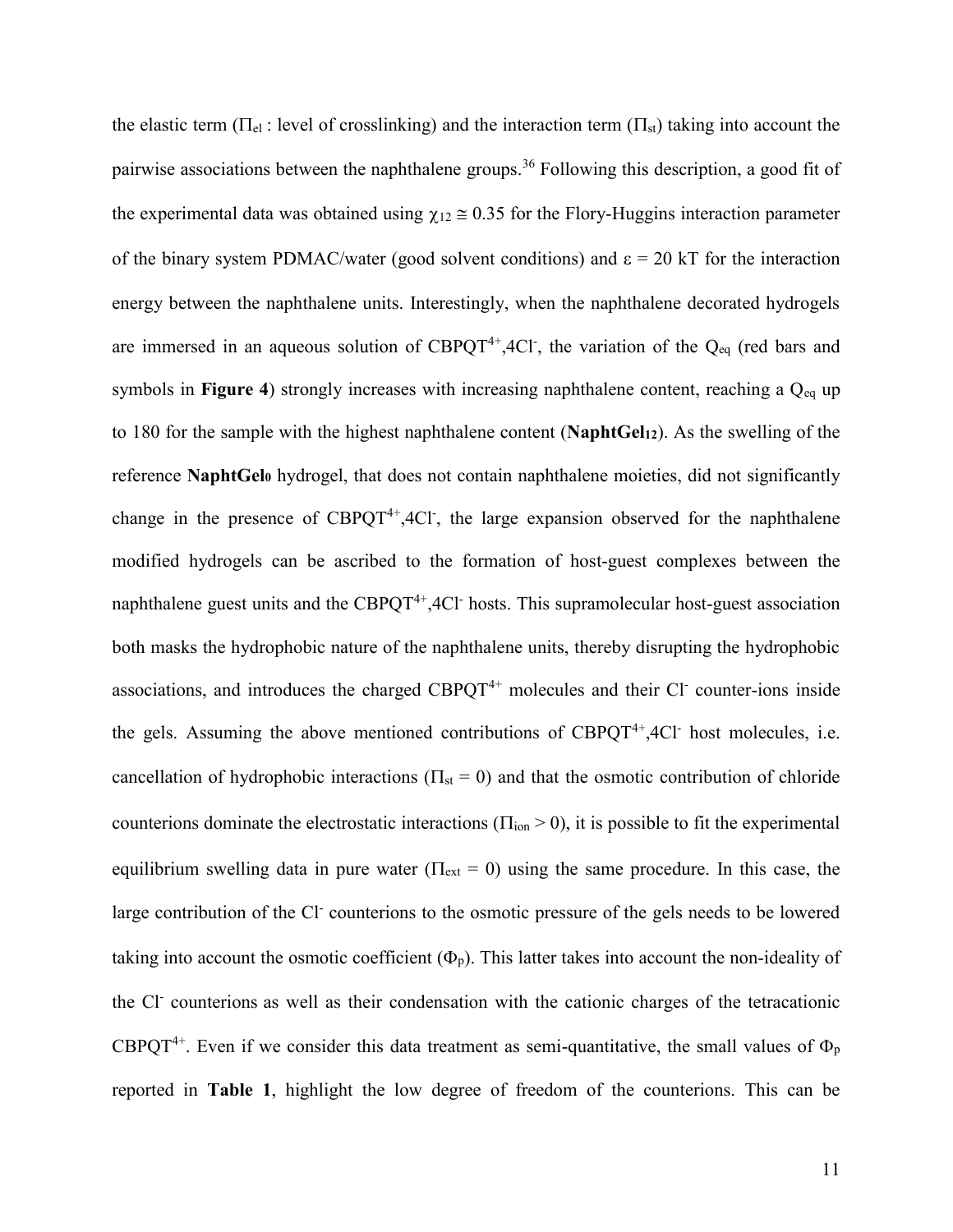the elastic term ($\Pi_{el}$ : level of crosslinking) and the interaction term ($\Pi_{st}$) taking into account the pairwise associations between the naphthalene groups.[36] Following this description, a good fit of the experimental data was obtained using $\chi_{12} \cong 0.35$ for the Flory-Huggins interaction parameter of the binary system PDMAC/water (good solvent conditions) and $\varepsilon = 20$ kT for the interaction energy between the naphthalene units. Interestingly, when the naphthalene decorated hydrogels are immersed in an aqueous solution of $CBPQT^{4+}$,$4Cl^{-}$, the variation of the $Q_{eq}$ (red bars and symbols in **Figure 4**) strongly increases with increasing naphthalene content, reaching a $Q_{eq}$ up to 180 for the sample with the highest naphthalene content (**NaphtGel$_{12}$**). As the swelling of the reference **NaphtGel$_0$** hydrogel, that does not contain naphthalene moieties, did not significantly change in the presence of $CBPQT^{4+}$,$4Cl^{-}$, the large expansion observed for the naphthalene modified hydrogels can be ascribed to the formation of host-guest complexes between the naphthalene guest units and the $CBPQT^{4+}$,$4Cl^{-}$ hosts. This supramolecular host-guest association both masks the hydrophobic nature of the naphthalene units, thereby disrupting the hydrophobic associations, and introduces the charged $CBPQT^{4+}$ molecules and their $Cl^{-}$ counter-ions inside the gels. Assuming the above mentioned contributions of $CBPQT^{4+}$,$4Cl^{-}$ host molecules, i.e. cancellation of hydrophobic interactions ($\Pi_{st} = 0$) and that the osmotic contribution of chloride counterions dominate the electrostatic interactions ($\Pi_{ion} > 0$), it is possible to fit the experimental equilibrium swelling data in pure water ($\Pi_{ext} = 0$) using the same procedure. In this case, the large contribution of the $Cl^{-}$ counterions to the osmotic pressure of the gels needs to be lowered taking into account the osmotic coefficient ($\Phi_p$). This latter takes into account the non-ideality of the $Cl^{-}$ counterions as well as their condensation with the cationic charges of the tetracationic $CBPQT^{4+}$. Even if we consider this data treatment as semi-quantitative, the small values of $\Phi_p$ reported in **Table 1**, highlight the low degree of freedom of the counterions. This can be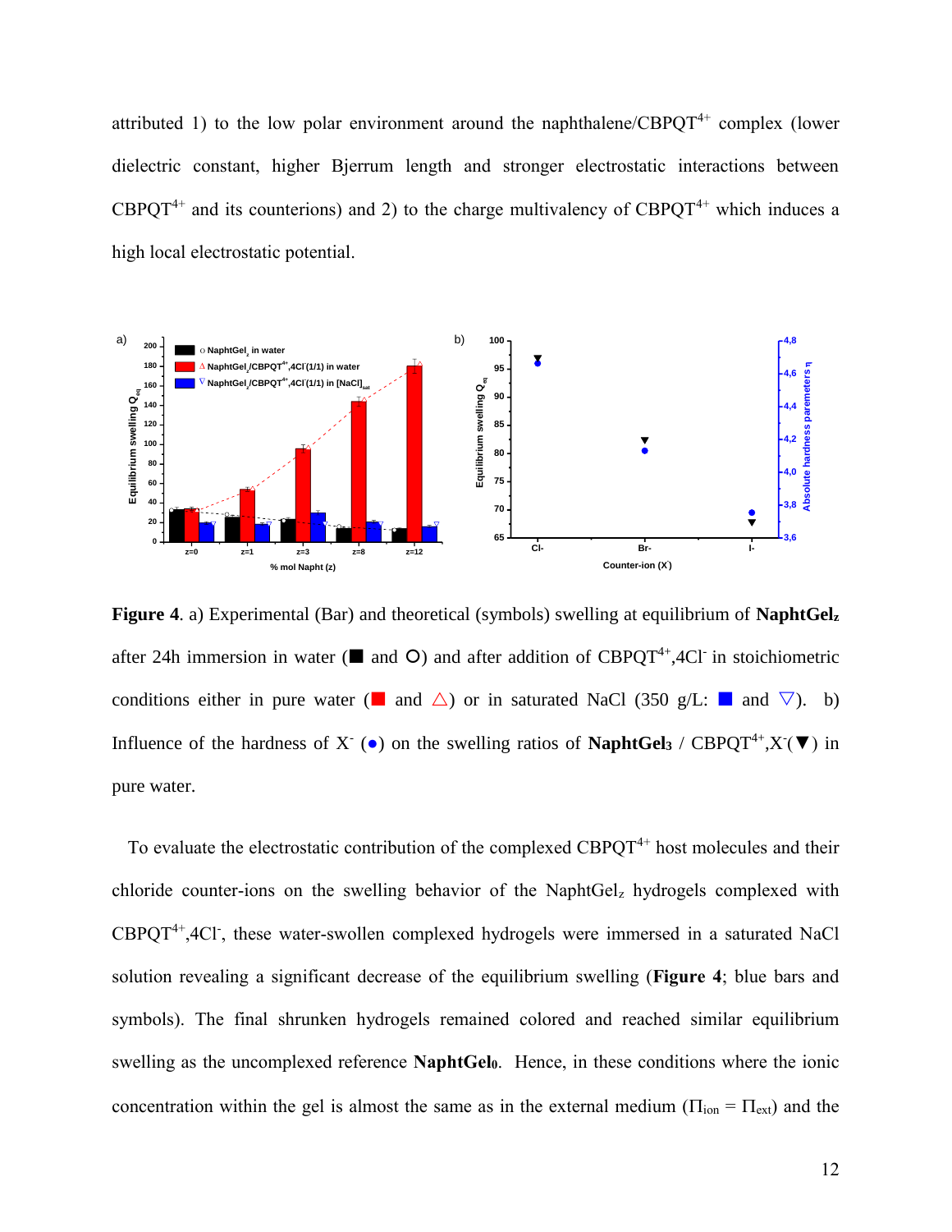attributed 1) to the low polar environment around the naphthalene/$CBPQT^{4+}$ complex (lower dielectric constant, higher Bjerrum length and stronger electrostatic interactions between $CBPQT^{4+}$ and its counterions) and 2) to the charge multivalency of $CBPQT^{4+}$ which induces a high local electrostatic potential.

**Figure 4**. a) Experimental (Bar) and theoretical (symbols) swelling at equilibrium of **NaphtGel$_z$** after 24h immersion in water (■ and O) and after addition of $CBPQT^{4+}$,$4Cl^-$ in stoichiometric conditions either in pure water (■ and △) or in saturated NaCl (350 g/L: ■ and ▽). b) Influence of the hardness of $X^-$ (●) on the swelling ratios of **NaphtGel$_3$** / $CBPQT^{4+}$,$X^-$(▼) in pure water.

To evaluate the electrostatic contribution of the complexed $CBPQT^{4+}$ host molecules and their chloride counter-ions on the swelling behavior of the NaphtGel$_z$ hydrogels complexed with $CBPQT^{4+}$,$4Cl^-$, these water-swollen complexed hydrogels were immersed in a saturated NaCl solution revealing a significant decrease of the equilibrium swelling (**Figure 4**; blue bars and symbols). The final shrunken hydrogels remained colored and reached similar equilibrium swelling as the uncomplexed reference **NaphtGel$_0$**. Hence, in these conditions where the ionic concentration within the gel is almost the same as in the external medium ($\Pi_{ion} = \Pi_{ext}$) and the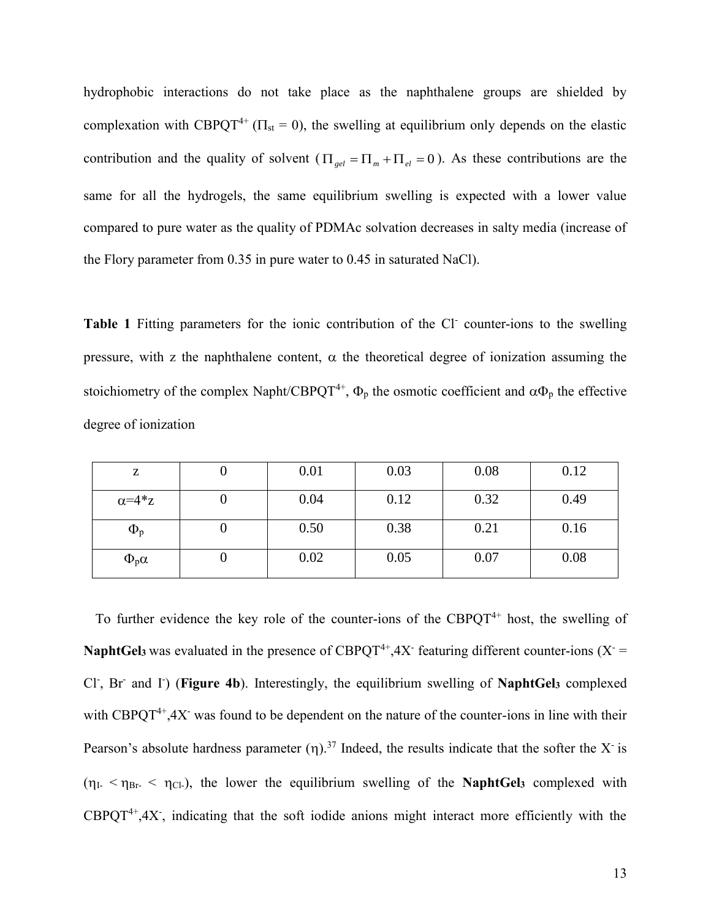hydrophobic interactions do not take place as the naphthalene groups are shielded by complexation with $CBPQT^{4+}$ ($\Pi_{st} = 0$), the swelling at equilibrium only depends on the elastic contribution and the quality of solvent ($\Pi_{gel} = \Pi_m + \Pi_{el} = 0$). As these contributions are the same for all the hydrogels, the same equilibrium swelling is expected with a lower value compared to pure water as the quality of PDMAc solvation decreases in salty media (increase of the Flory parameter from 0.35 in pure water to 0.45 in saturated NaCl).

**Table 1** Fitting parameters for the ionic contribution of the $Cl^-$ counter-ions to the swelling pressure, with z the naphthalene content, $\alpha$ the theoretical degree of ionization assuming the stoichiometry of the complex Napht/$CBPQT^{4+}$, $\Phi_p$ the osmotic coefficient and $\alpha\Phi_p$ the effective degree of ionization

| z | 0 | 0.01 | 0.03 | 0.08 | 0.12 |
|---|---|---|---|---|---|
| $\alpha$=4*z | 0 | 0.04 | 0.12 | 0.32 | 0.49 |
| $\Phi_p$ | 0 | 0.50 | 0.38 | 0.21 | 0.16 |
| $\Phi_p\alpha$ | 0 | 0.02 | 0.05 | 0.07 | 0.08 |

To further evidence the key role of the counter-ions of the $CBPQT^{4+}$ host, the swelling of **NaphtGel3** was evaluated in the presence of $CBPQT^{4+}$,$4X^-$ featuring different counter-ions ($X^-$ = $Cl^-$, $Br^-$ and $I^-$) (**Figure 4b**). Interestingly, the equilibrium swelling of **NaphtGel3** complexed with $CBPQT^{4+}$,$4X^-$ was found to be dependent on the nature of the counter-ions in line with their Pearson's absolute hardness parameter ($\eta$).[37] Indeed, the results indicate that the softer the $X^-$ is ($\eta_{I-} < \eta_{Br-} < \eta_{Cl-}$), the lower the equilibrium swelling of the **NaphtGel3** complexed with $CBPQT^{4+}$,$4X^-$, indicating that the soft iodide anions might interact more efficiently with the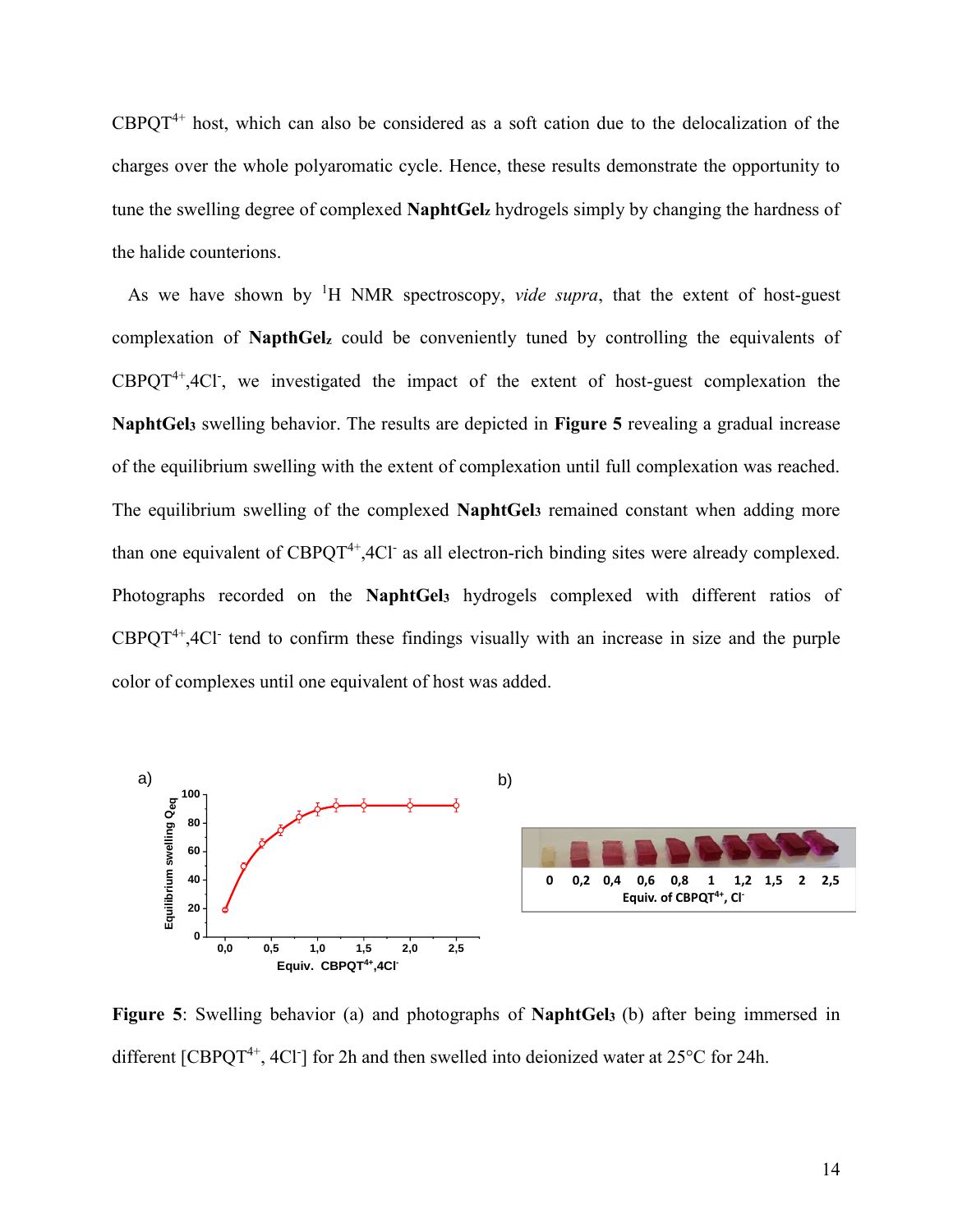$CBPQT^{4+}$ host, which can also be considered as a soft cation due to the delocalization of the charges over the whole polyaromatic cycle. Hence, these results demonstrate the opportunity to tune the swelling degree of complexed **NaphtGel$_z$** hydrogels simply by changing the hardness of the halide counterions.

As we have shown by $^1$H NMR spectroscopy, *vide supra*, that the extent of host-guest complexation of **NapthGel$_z$** could be conveniently tuned by controlling the equivalents of $CBPQT^{4+}$,4$Cl^-$, we investigated the impact of the extent of host-guest complexation the **NaphtGel$_3$** swelling behavior. The results are depicted in **Figure 5** revealing a gradual increase of the equilibrium swelling with the extent of complexation until full complexation was reached. The equilibrium swelling of the complexed **NaphtGel$_3$** remained constant when adding more than one equivalent of $CBPQT^{4+}$,4$Cl^-$ as all electron-rich binding sites were already complexed. Photographs recorded on the **NaphtGel$_3$** hydrogels complexed with different ratios of $CBPQT^{4+}$,4$Cl^-$ tend to confirm these findings visually with an increase in size and the purple color of complexes until one equivalent of host was added.

**Figure 5**: Swelling behavior (a) and photographs of **NaphtGel$_3$** (b) after being immersed in different [$CBPQT^{4+}$, 4$Cl^-$] for 2h and then swelled into deionized water at 25°C for 24h.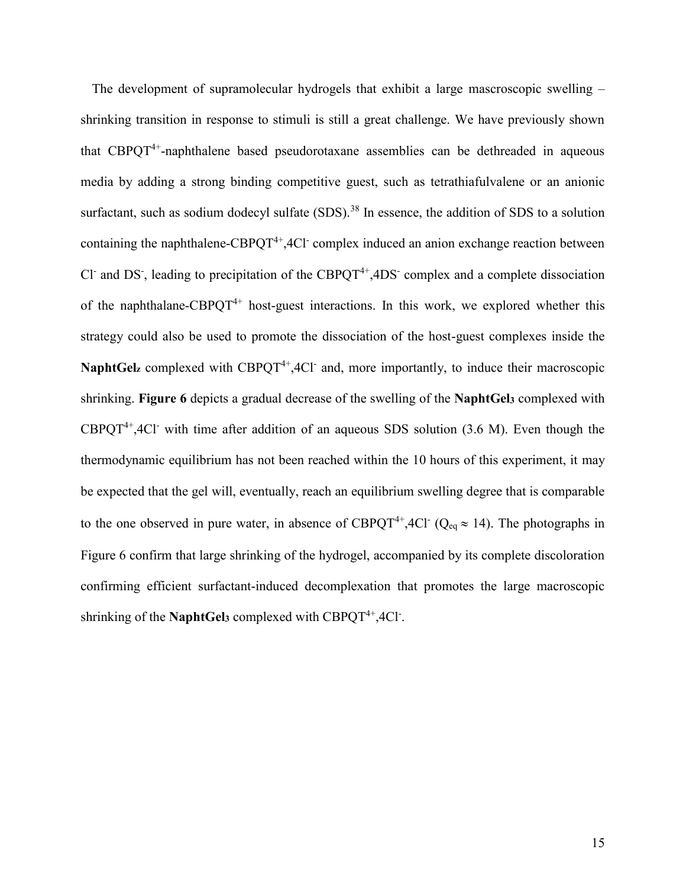The development of supramolecular hydrogels that exhibit a large mascroscopic swelling – shrinking transition in response to stimuli is still a great challenge. We have previously shown that $CBPQT^{4+}$-naphthalene based pseudorotaxane assemblies can be dethreaded in aqueous media by adding a strong binding competitive guest, such as tetrathiafulvalene or an anionic surfactant, such as sodium dodecyl sulfate (SDS).[38] In essence, the addition of SDS to a solution containing the naphthalene-$CBPQT^{4+}$,$4Cl^-$ complex induced an anion exchange reaction between $Cl^-$ and $DS^-$, leading to precipitation of the $CBPQT^{4+}$,$4DS^-$ complex and a complete dissociation of the naphthalane-$CBPQT^{4+}$ host-guest interactions. In this work, we explored whether this strategy could also be used to promote the dissociation of the host-guest complexes inside the **NaphtGel$_z$** complexed with $CBPQT^{4+}$,$4Cl^-$ and, more importantly, to induce their macroscopic shrinking. **Figure 6** depicts a gradual decrease of the swelling of the **NaphtGel$_3$** complexed with $CBPQT^{4+}$,$4Cl^-$ with time after addition of an aqueous SDS solution (3.6 M). Even though the thermodynamic equilibrium has not been reached within the 10 hours of this experiment, it may be expected that the gel will, eventually, reach an equilibrium swelling degree that is comparable to the one observed in pure water, in absence of $CBPQT^{4+}$,$4Cl^-$ ($Q_{eq} \approx 14$). The photographs in Figure 6 confirm that large shrinking of the hydrogel, accompanied by its complete discoloration confirming efficient surfactant-induced decomplexation that promotes the large macroscopic shrinking of the **NaphtGel$_3$** complexed with $CBPQT^{4+}$,$4Cl^-$.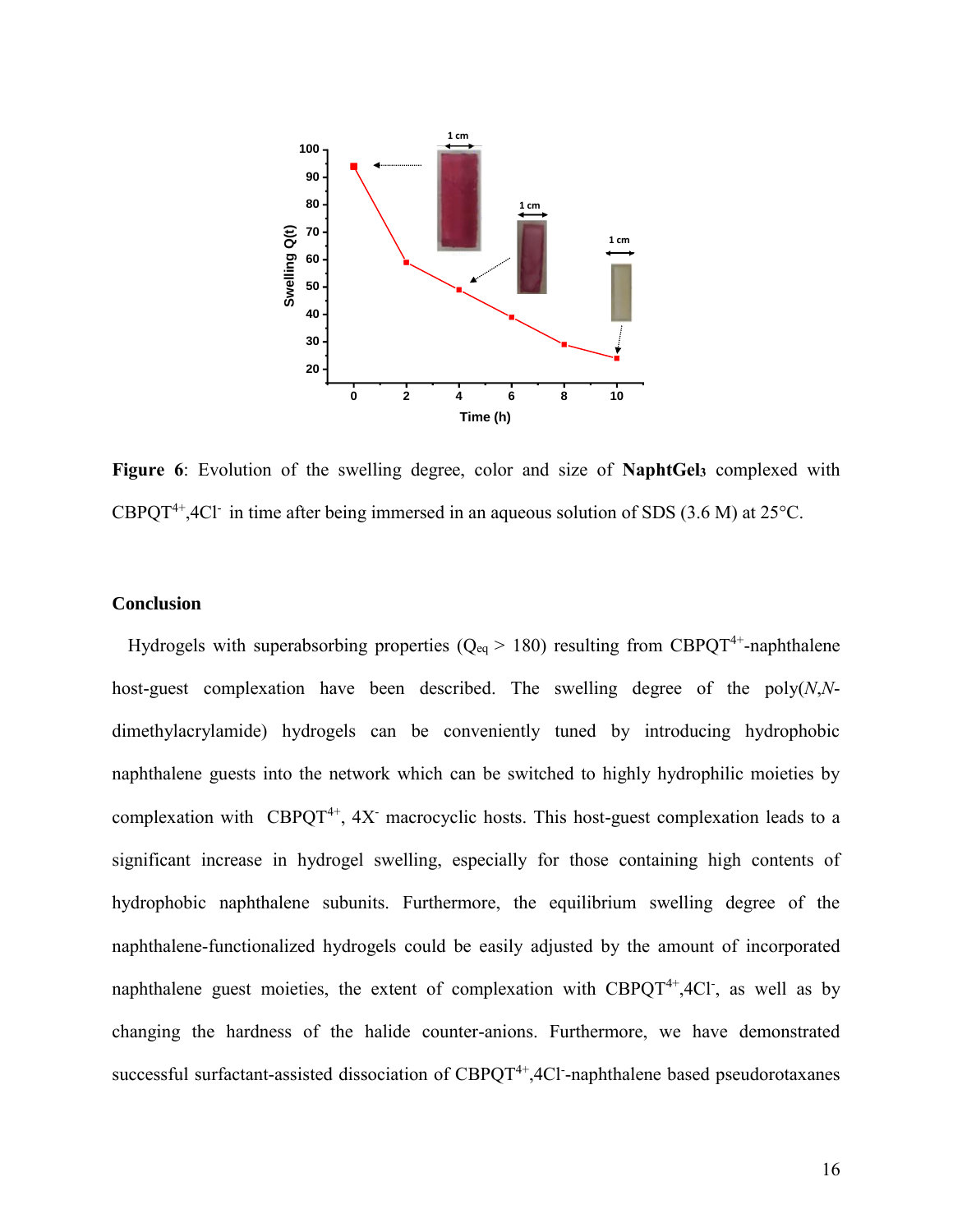**Figure 6**: Evolution of the swelling degree, color and size of **NaphtGel$_3$** complexed with $CBPQT^{4+}$,$4Cl^-$ in time after being immersed in an aqueous solution of SDS (3.6 M) at 25°C.

## Conclusion

Hydrogels with superabsorbing properties ($Q_{eq}$ > 180) resulting from $CBPQT^{4+}$-naphthalene host-guest complexation have been described. The swelling degree of the poly(*N*,*N*-dimethylacrylamide) hydrogels can be conveniently tuned by introducing hydrophobic naphthalene guests into the network which can be switched to highly hydrophilic moieties by complexation with $CBPQT^{4+}$, $4X^-$ macrocyclic hosts. This host-guest complexation leads to a significant increase in hydrogel swelling, especially for those containing high contents of hydrophobic naphthalene subunits. Furthermore, the equilibrium swelling degree of the naphthalene-functionalized hydrogels could be easily adjusted by the amount of incorporated naphthalene guest moieties, the extent of complexation with $CBPQT^{4+}$,$4Cl^-$, as well as by changing the hardness of the halide counter-anions. Furthermore, we have demonstrated successful surfactant-assisted dissociation of $CBPQT^{4+}$,$4Cl^-$-naphthalene based pseudorotaxanes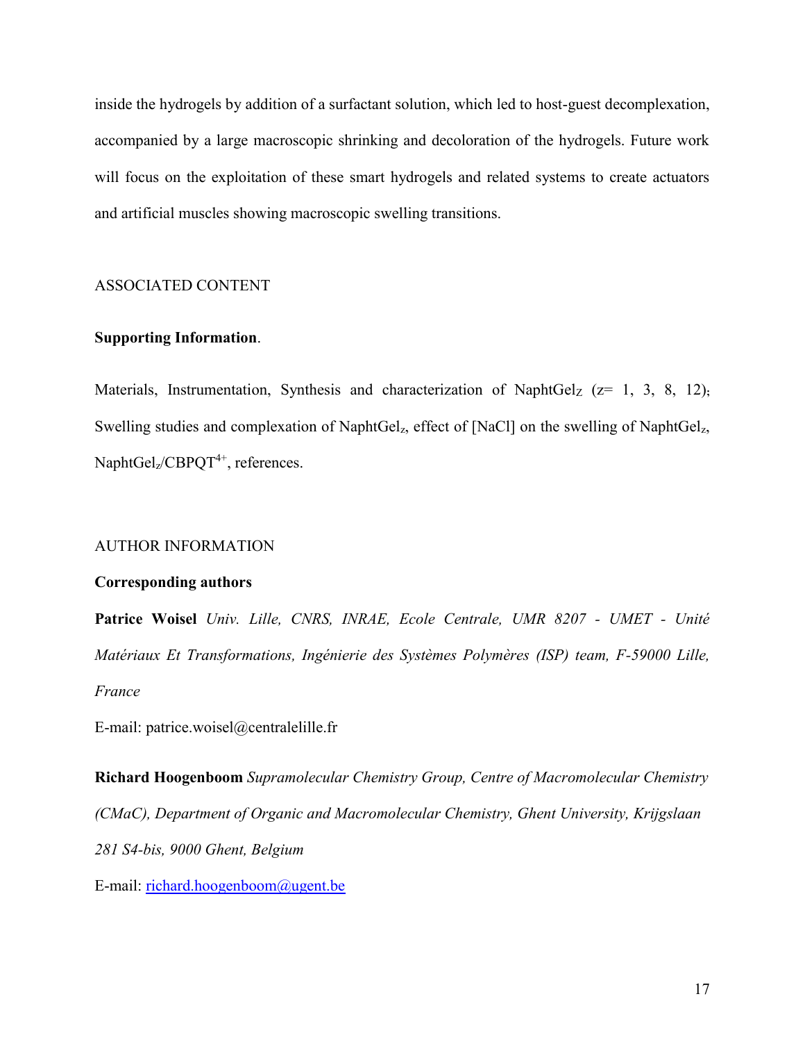inside the hydrogels by addition of a surfactant solution, which led to host-guest decomplexation, accompanied by a large macroscopic shrinking and decoloration of the hydrogels. Future work will focus on the exploitation of these smart hydrogels and related systems to create actuators and artificial muscles showing macroscopic swelling transitions.

## ASSOCIATED CONTENT

**Supporting Information**.

Materials, Instrumentation, Synthesis and characterization of $NaphtGel_Z$ (z= 1, 3, 8, 12); Swelling studies and complexation of $NaphtGel_z$, effect of [NaCl] on the swelling of $NaphtGel_z$, $NaphtGel_z/CBPQT^{4+}$, references.

## AUTHOR INFORMATION

**Corresponding authors**

**Patrice Woisel** *Univ. Lille, CNRS, INRAE, Ecole Centrale, UMR 8207 - UMET - Unité Matériaux Et Transformations, Ingénierie des Systèmes Polymères (ISP) team, F-59000 Lille, France*

E-mail: patrice.woisel@centralelille.fr

**Richard Hoogenboom** *Supramolecular Chemistry Group, Centre of Macromolecular Chemistry (CMaC), Department of Organic and Macromolecular Chemistry, Ghent University, Krijgslaan 281 S4-bis, 9000 Ghent, Belgium*

E-mail: richard.hoogenboom@ugent.be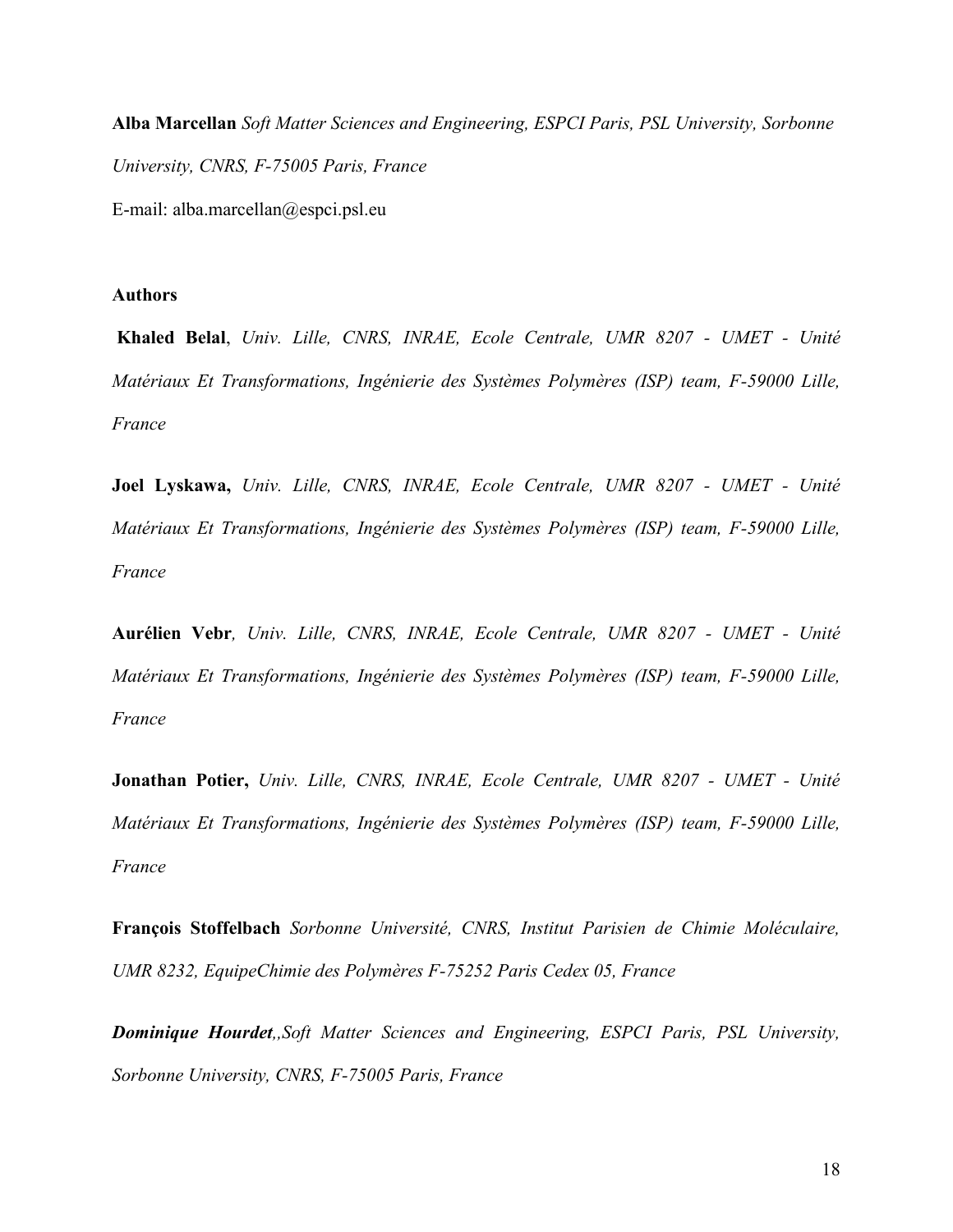**Alba Marcellan** *Soft Matter Sciences and Engineering, ESPCI Paris, PSL University, Sorbonne University, CNRS, F-75005 Paris, France*

E-mail: alba.marcellan@espci.psl.eu

**Authors**

**Khaled Belal**, *Univ. Lille, CNRS, INRAE, Ecole Centrale, UMR 8207 - UMET - Unité Matériaux Et Transformations, Ingénierie des Systèmes Polymères (ISP) team, F-59000 Lille, France*

**Joel Lyskawa,** *Univ. Lille, CNRS, INRAE, Ecole Centrale, UMR 8207 - UMET - Unité Matériaux Et Transformations, Ingénierie des Systèmes Polymères (ISP) team, F-59000 Lille, France*

**Aurélien Vebr***, Univ. Lille, CNRS, INRAE, Ecole Centrale, UMR 8207 - UMET - Unité Matériaux Et Transformations, Ingénierie des Systèmes Polymères (ISP) team, F-59000 Lille, France*

**Jonathan Potier,** *Univ. Lille, CNRS, INRAE, Ecole Centrale, UMR 8207 - UMET - Unité Matériaux Et Transformations, Ingénierie des Systèmes Polymères (ISP) team, F-59000 Lille, France*

**François Stoffelbach** *Sorbonne Université, CNRS, Institut Parisien de Chimie Moléculaire, UMR 8232, EquipeChimie des Polymères F-75252 Paris Cedex 05, France*

***Dominique Hourdet***,*,Soft Matter Sciences and Engineering, ESPCI Paris, PSL University, Sorbonne University, CNRS, F-75005 Paris, France*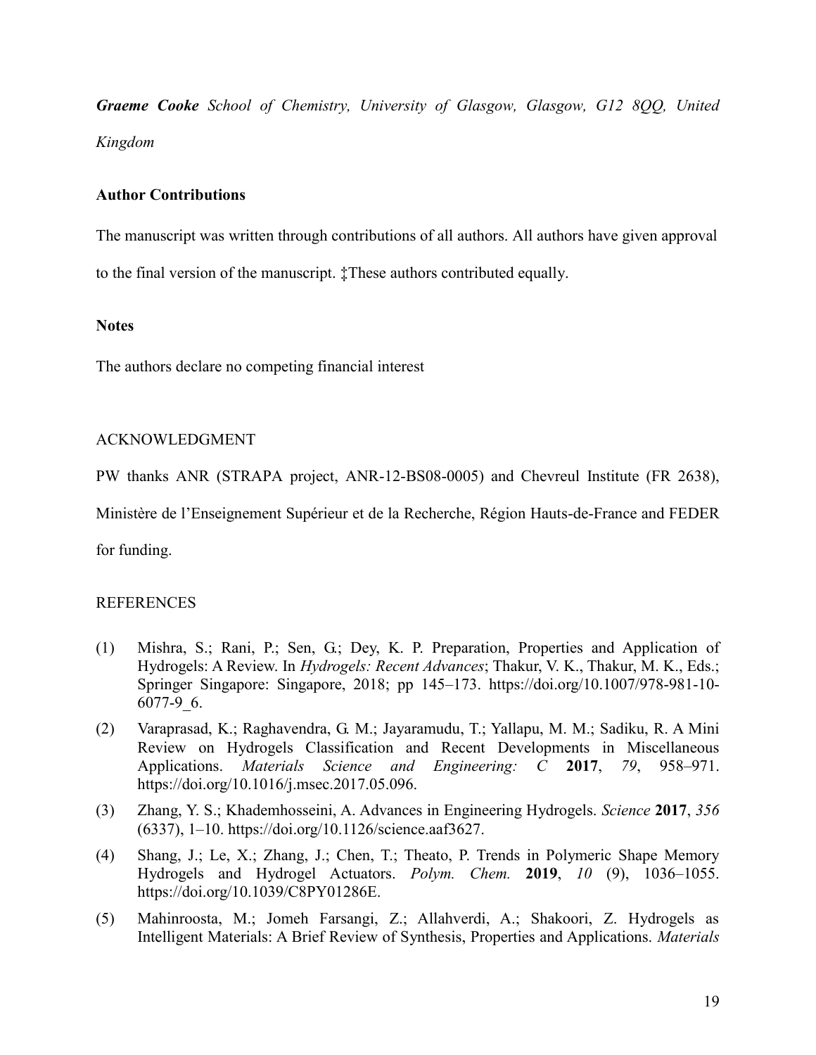***Graeme Cooke*** *School of Chemistry, University of Glasgow, Glasgow, G12 8QQ, United Kingdom*

### Author Contributions

The manuscript was written through contributions of all authors. All authors have given approval to the final version of the manuscript. ‡These authors contributed equally.

### Notes

The authors declare no competing financial interest

## ACKNOWLEDGMENT

PW thanks ANR (STRAPA project, ANR-12-BS08-0005) and Chevreul Institute (FR 2638), Ministère de l'Enseignement Supérieur et de la Recherche, Région Hauts-de-France and FEDER for funding.

## REFERENCES

(1) Mishra, S.; Rani, P.; Sen, G.; Dey, K. P. Preparation, Properties and Application of Hydrogels: A Review. In *Hydrogels: Recent Advances*; Thakur, V. K., Thakur, M. K., Eds.; Springer Singapore: Singapore, 2018; pp 145–173. https://doi.org/10.1007/978-981-10-6077-9_6.

(2) Varaprasad, K.; Raghavendra, G. M.; Jayaramudu, T.; Yallapu, M. M.; Sadiku, R. A Mini Review on Hydrogels Classification and Recent Developments in Miscellaneous Applications. *Materials Science and Engineering: C* **2017**, *79*, 958–971. https://doi.org/10.1016/j.msec.2017.05.096.

(3) Zhang, Y. S.; Khademhosseini, A. Advances in Engineering Hydrogels. *Science* **2017**, *356* (6337), 1–10. https://doi.org/10.1126/science.aaf3627.

(4) Shang, J.; Le, X.; Zhang, J.; Chen, T.; Theato, P. Trends in Polymeric Shape Memory Hydrogels and Hydrogel Actuators. *Polym. Chem.* **2019**, *10* (9), 1036–1055. https://doi.org/10.1039/C8PY01286E.

(5) Mahinroosta, M.; Jomeh Farsangi, Z.; Allahverdi, A.; Shakoori, Z. Hydrogels as Intelligent Materials: A Brief Review of Synthesis, Properties and Applications. *Materials*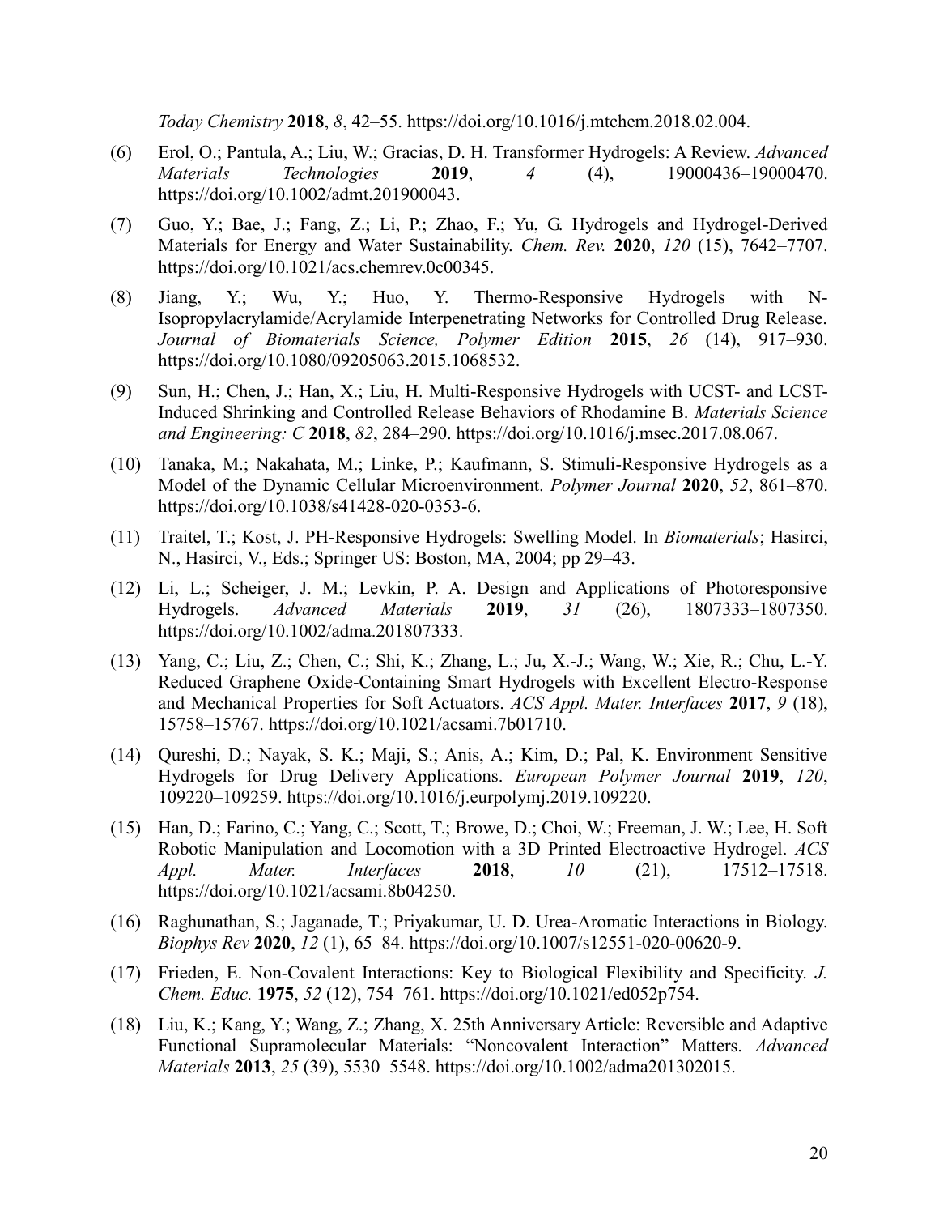*Today Chemistry* **2018**, *8*, 42–55. https://doi.org/10.1016/j.mtchem.2018.02.004.

(6) Erol, O.; Pantula, A.; Liu, W.; Gracias, D. H. Transformer Hydrogels: A Review. *Advanced Materials Technologies* **2019**, *4* (4), 19000436–19000470. https://doi.org/10.1002/admt.201900043.

(7) Guo, Y.; Bae, J.; Fang, Z.; Li, P.; Zhao, F.; Yu, G. Hydrogels and Hydrogel-Derived Materials for Energy and Water Sustainability. *Chem. Rev.* **2020**, *120* (15), 7642–7707. https://doi.org/10.1021/acs.chemrev.0c00345.

(8) Jiang, Y.; Wu, Y.; Huo, Y. Thermo-Responsive Hydrogels with N-Isopropylacrylamide/Acrylamide Interpenetrating Networks for Controlled Drug Release. *Journal of Biomaterials Science, Polymer Edition* **2015**, *26* (14), 917–930. https://doi.org/10.1080/09205063.2015.1068532.

(9) Sun, H.; Chen, J.; Han, X.; Liu, H. Multi-Responsive Hydrogels with UCST- and LCST-Induced Shrinking and Controlled Release Behaviors of Rhodamine B. *Materials Science and Engineering: C* **2018**, *82*, 284–290. https://doi.org/10.1016/j.msec.2017.08.067.

(10) Tanaka, M.; Nakahata, M.; Linke, P.; Kaufmann, S. Stimuli-Responsive Hydrogels as a Model of the Dynamic Cellular Microenvironment. *Polymer Journal* **2020**, *52*, 861–870. https://doi.org/10.1038/s41428-020-0353-6.

(11) Traitel, T.; Kost, J. PH-Responsive Hydrogels: Swelling Model. In *Biomaterials*; Hasirci, N., Hasirci, V., Eds.; Springer US: Boston, MA, 2004; pp 29–43.

(12) Li, L.; Scheiger, J. M.; Levkin, P. A. Design and Applications of Photoresponsive Hydrogels. *Advanced Materials* **2019**, *31* (26), 1807333–1807350. https://doi.org/10.1002/adma.201807333.

(13) Yang, C.; Liu, Z.; Chen, C.; Shi, K.; Zhang, L.; Ju, X.-J.; Wang, W.; Xie, R.; Chu, L.-Y. Reduced Graphene Oxide-Containing Smart Hydrogels with Excellent Electro-Response and Mechanical Properties for Soft Actuators. *ACS Appl. Mater. Interfaces* **2017**, *9* (18), 15758–15767. https://doi.org/10.1021/acsami.7b01710.

(14) Qureshi, D.; Nayak, S. K.; Maji, S.; Anis, A.; Kim, D.; Pal, K. Environment Sensitive Hydrogels for Drug Delivery Applications. *European Polymer Journal* **2019**, *120*, 109220–109259. https://doi.org/10.1016/j.eurpolymj.2019.109220.

(15) Han, D.; Farino, C.; Yang, C.; Scott, T.; Browe, D.; Choi, W.; Freeman, J. W.; Lee, H. Soft Robotic Manipulation and Locomotion with a 3D Printed Electroactive Hydrogel. *ACS Appl. Mater. Interfaces* **2018**, *10* (21), 17512–17518. https://doi.org/10.1021/acsami.8b04250.

(16) Raghunathan, S.; Jaganade, T.; Priyakumar, U. D. Urea-Aromatic Interactions in Biology. *Biophys Rev* **2020**, *12* (1), 65–84. https://doi.org/10.1007/s12551-020-00620-9.

(17) Frieden, E. Non-Covalent Interactions: Key to Biological Flexibility and Specificity. *J. Chem. Educ.* **1975**, *52* (12), 754–761. https://doi.org/10.1021/ed052p754.

(18) Liu, K.; Kang, Y.; Wang, Z.; Zhang, X. 25th Anniversary Article: Reversible and Adaptive Functional Supramolecular Materials: "Noncovalent Interaction" Matters. *Advanced Materials* **2013**, *25* (39), 5530–5548. https://doi.org/10.1002/adma201302015.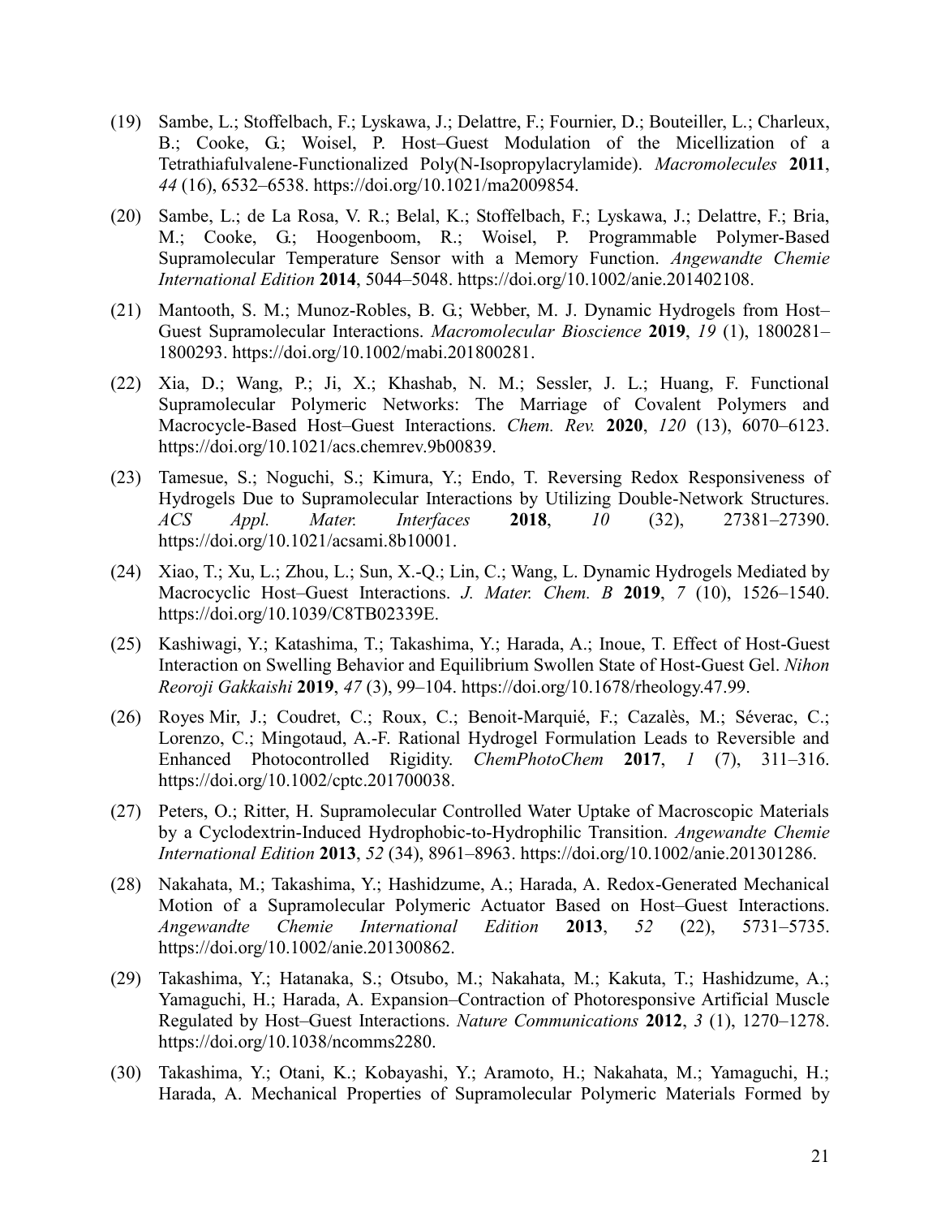(19) Sambe, L.; Stoffelbach, F.; Lyskawa, J.; Delattre, F.; Fournier, D.; Bouteiller, L.; Charleux, B.; Cooke, G.; Woisel, P. Host–Guest Modulation of the Micellization of a Tetrathiafulvalene-Functionalized Poly(N-Isopropylacrylamide). *Macromolecules* **2011**, *44* (16), 6532–6538. https://doi.org/10.1021/ma2009854.

(20) Sambe, L.; de La Rosa, V. R.; Belal, K.; Stoffelbach, F.; Lyskawa, J.; Delattre, F.; Bria, M.; Cooke, G.; Hoogenboom, R.; Woisel, P. Programmable Polymer-Based Supramolecular Temperature Sensor with a Memory Function. *Angewandte Chemie International Edition* **2014**, 5044–5048. https://doi.org/10.1002/anie.201402108.

(21) Mantooth, S. M.; Munoz-Robles, B. G.; Webber, M. J. Dynamic Hydrogels from Host–Guest Supramolecular Interactions. *Macromolecular Bioscience* **2019**, *19* (1), 1800281–1800293. https://doi.org/10.1002/mabi.201800281.

(22) Xia, D.; Wang, P.; Ji, X.; Khashab, N. M.; Sessler, J. L.; Huang, F. Functional Supramolecular Polymeric Networks: The Marriage of Covalent Polymers and Macrocycle-Based Host–Guest Interactions. *Chem. Rev.* **2020**, *120* (13), 6070–6123. https://doi.org/10.1021/acs.chemrev.9b00839.

(23) Tamesue, S.; Noguchi, S.; Kimura, Y.; Endo, T. Reversing Redox Responsiveness of Hydrogels Due to Supramolecular Interactions by Utilizing Double-Network Structures. *ACS Appl. Mater. Interfaces* **2018**, *10* (32), 27381–27390. https://doi.org/10.1021/acsami.8b10001.

(24) Xiao, T.; Xu, L.; Zhou, L.; Sun, X.-Q.; Lin, C.; Wang, L. Dynamic Hydrogels Mediated by Macrocyclic Host–Guest Interactions. *J. Mater. Chem. B* **2019**, *7* (10), 1526–1540. https://doi.org/10.1039/C8TB02339E.

(25) Kashiwagi, Y.; Katashima, T.; Takashima, Y.; Harada, A.; Inoue, T. Effect of Host-Guest Interaction on Swelling Behavior and Equilibrium Swollen State of Host-Guest Gel. *Nihon Reoroji Gakkaishi* **2019**, *47* (3), 99–104. https://doi.org/10.1678/rheology.47.99.

(26) Royes Mir, J.; Coudret, C.; Roux, C.; Benoit-Marquié, F.; Cazalès, M.; Séverac, C.; Lorenzo, C.; Mingotaud, A.-F. Rational Hydrogel Formulation Leads to Reversible and Enhanced Photocontrolled Rigidity. *ChemPhotoChem* **2017**, *1* (7), 311–316. https://doi.org/10.1002/cptc.201700038.

(27) Peters, O.; Ritter, H. Supramolecular Controlled Water Uptake of Macroscopic Materials by a Cyclodextrin-Induced Hydrophobic-to-Hydrophilic Transition. *Angewandte Chemie International Edition* **2013**, *52* (34), 8961–8963. https://doi.org/10.1002/anie.201301286.

(28) Nakahata, M.; Takashima, Y.; Hashidzume, A.; Harada, A. Redox-Generated Mechanical Motion of a Supramolecular Polymeric Actuator Based on Host–Guest Interactions. *Angewandte Chemie International Edition* **2013**, *52* (22), 5731–5735. https://doi.org/10.1002/anie.201300862.

(29) Takashima, Y.; Hatanaka, S.; Otsubo, M.; Nakahata, M.; Kakuta, T.; Hashidzume, A.; Yamaguchi, H.; Harada, A. Expansion–Contraction of Photoresponsive Artificial Muscle Regulated by Host–Guest Interactions. *Nature Communications* **2012**, *3* (1), 1270–1278. https://doi.org/10.1038/ncomms2280.

(30) Takashima, Y.; Otani, K.; Kobayashi, Y.; Aramoto, H.; Nakahata, M.; Yamaguchi, H.; Harada, A. Mechanical Properties of Supramolecular Polymeric Materials Formed by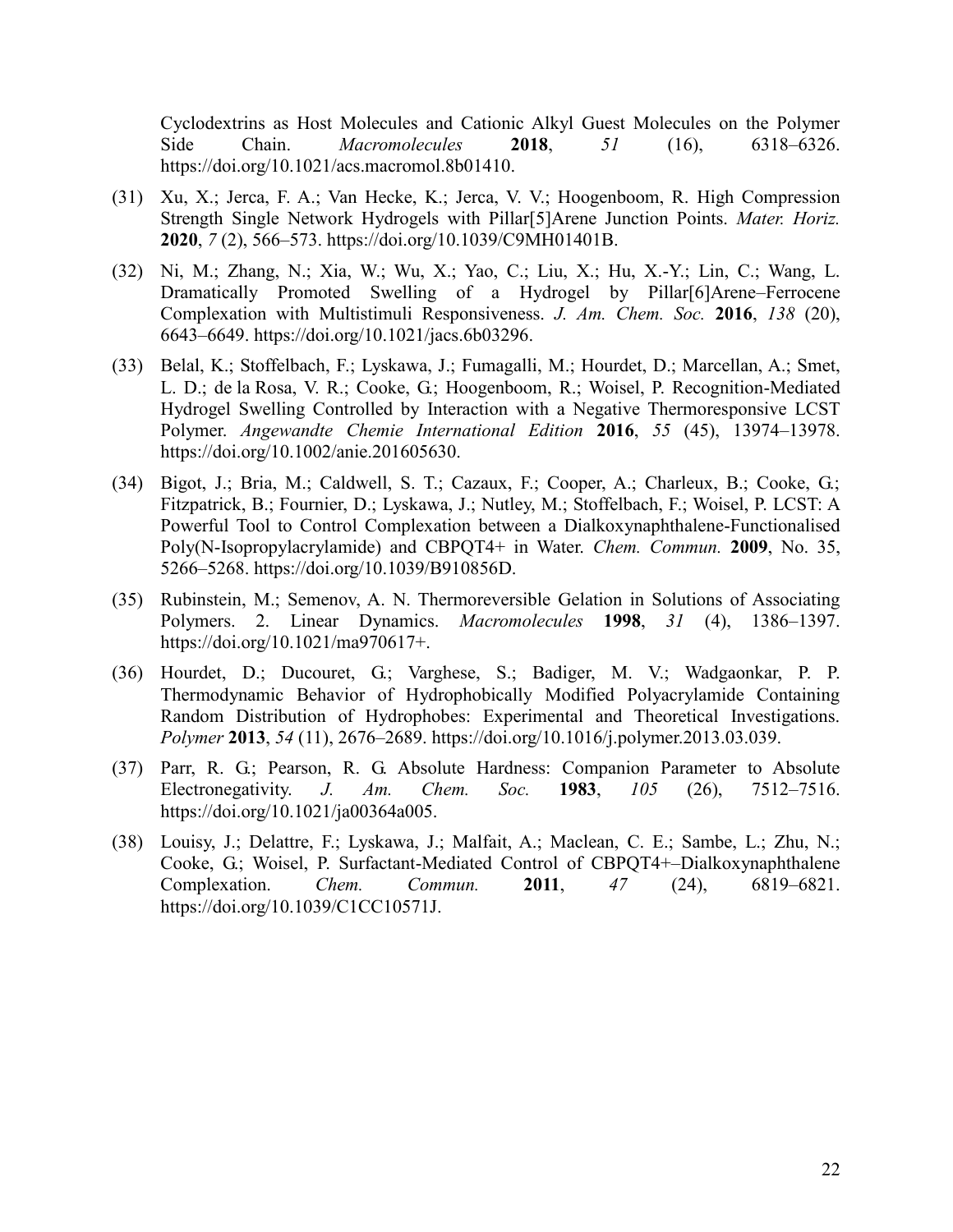Cyclodextrins as Host Molecules and Cationic Alkyl Guest Molecules on the Polymer Side Chain. *Macromolecules* **2018**, *51* (16), 6318–6326. https://doi.org/10.1021/acs.macromol.8b01410.

(31) Xu, X.; Jerca, F. A.; Van Hecke, K.; Jerca, V. V.; Hoogenboom, R. High Compression Strength Single Network Hydrogels with Pillar[5]Arene Junction Points. *Mater. Horiz.* **2020**, *7* (2), 566–573. https://doi.org/10.1039/C9MH01401B.

(32) Ni, M.; Zhang, N.; Xia, W.; Wu, X.; Yao, C.; Liu, X.; Hu, X.-Y.; Lin, C.; Wang, L. Dramatically Promoted Swelling of a Hydrogel by Pillar[6]Arene–Ferrocene Complexation with Multistimuli Responsiveness. *J. Am. Chem. Soc.* **2016**, *138* (20), 6643–6649. https://doi.org/10.1021/jacs.6b03296.

(33) Belal, K.; Stoffelbach, F.; Lyskawa, J.; Fumagalli, M.; Hourdet, D.; Marcellan, A.; Smet, L. D.; de la Rosa, V. R.; Cooke, G.; Hoogenboom, R.; Woisel, P. Recognition-Mediated Hydrogel Swelling Controlled by Interaction with a Negative Thermoresponsive LCST Polymer. *Angewandte Chemie International Edition* **2016**, *55* (45), 13974–13978. https://doi.org/10.1002/anie.201605630.

(34) Bigot, J.; Bria, M.; Caldwell, S. T.; Cazaux, F.; Cooper, A.; Charleux, B.; Cooke, G.; Fitzpatrick, B.; Fournier, D.; Lyskawa, J.; Nutley, M.; Stoffelbach, F.; Woisel, P. LCST: A Powerful Tool to Control Complexation between a Dialkoxynaphthalene-Functionalised Poly(N-Isopropylacrylamide) and CBPQT4+ in Water. *Chem. Commun.* **2009**, No. 35, 5266–5268. https://doi.org/10.1039/B910856D.

(35) Rubinstein, M.; Semenov, A. N. Thermoreversible Gelation in Solutions of Associating Polymers. 2. Linear Dynamics. *Macromolecules* **1998**, *31* (4), 1386–1397. https://doi.org/10.1021/ma970617+.

(36) Hourdet, D.; Ducouret, G.; Varghese, S.; Badiger, M. V.; Wadgaonkar, P. P. Thermodynamic Behavior of Hydrophobically Modified Polyacrylamide Containing Random Distribution of Hydrophobes: Experimental and Theoretical Investigations. *Polymer* **2013**, *54* (11), 2676–2689. https://doi.org/10.1016/j.polymer.2013.03.039.

(37) Parr, R. G.; Pearson, R. G. Absolute Hardness: Companion Parameter to Absolute Electronegativity. *J. Am. Chem. Soc.* **1983**, *105* (26), 7512–7516. https://doi.org/10.1021/ja00364a005.

(38) Louisy, J.; Delattre, F.; Lyskawa, J.; Malfait, A.; Maclean, C. E.; Sambe, L.; Zhu, N.; Cooke, G.; Woisel, P. Surfactant-Mediated Control of CBPQT4+–Dialkoxynaphthalene Complexation. *Chem. Commun.* **2011**, *47* (24), 6819–6821. https://doi.org/10.1039/C1CC10571J.